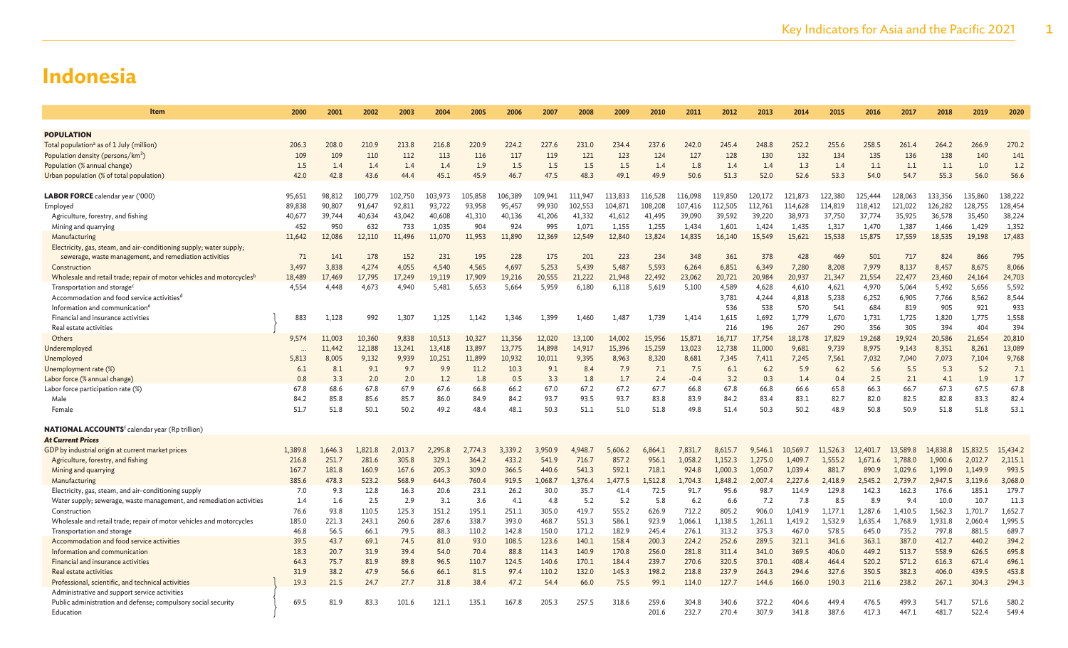# Indonesia

| Item | 2000 | 2001 | 2002 | 2003 | 2004 | 2005 | 2006 | 2007 | 2008 | 2009 | 2010 | 2011 | 2012 | 2013 | 2014 | 2015 | 2016 | 2017 | 2018 | 2019 | 2020 |
|---|---|---|---|---|---|---|---|---|---|---|---|---|---|---|---|---|---|---|---|---|---|
| **POPULATION** | | | | | | | | | | | | | | | | | | | | | |
| Total population[a] as of 1 July (million) | 206.3 | 208.0 | 210.9 | 213.8 | 216.8 | 220.9 | 224.2 | 227.6 | 231.0 | 234.4 | 237.6 | 242.0 | 245.4 | 248.8 | 252.2 | 255.6 | 258.5 | 261.4 | 264.2 | 266.9 | 270.2 |
| Population density (persons/km$^2$) | 109 | 109 | 110 | 112 | 113 | 116 | 117 | 119 | 121 | 123 | 124 | 127 | 128 | 130 | 132 | 134 | 135 | 136 | 138 | 140 | 141 |
| Population (% annual change) | 1.5 | 1.4 | 1.4 | 1.4 | 1.4 | 1.9 | 1.5 | 1.5 | 1.5 | 1.5 | 1.4 | 1.8 | 1.4 | 1.4 | 1.3 | 1.4 | 1.1 | 1.1 | 1.1 | 1.0 | 1.2 |
| Urban population (% of total population) | 42.0 | 42.8 | 43.6 | 44.4 | 45.1 | 45.9 | 46.7 | 47.5 | 48.3 | 49.1 | 49.9 | 50.6 | 51.3 | 52.0 | 52.6 | 53.3 | 54.0 | 54.7 | 55.3 | 56.0 | 56.6 |
| **LABOR FORCE** calendar year ('000) | 95,651 | 98,812 | 100,779 | 102,750 | 103,973 | 105,858 | 106,389 | 109,941 | 111,947 | 113,833 | 116,528 | 116,098 | 119,850 | 120,172 | 121,873 | 122,380 | 125,444 | 128,063 | 133,356 | 135,860 | 138,222 |
| Employed | 89,838 | 90,807 | 91,647 | 92,811 | 93,722 | 93,958 | 95,457 | 99,930 | 102,553 | 104,871 | 108,208 | 107,416 | 112,505 | 112,761 | 114,628 | 114,819 | 118,412 | 121,022 | 126,282 | 128,755 | 128,454 |
| Agriculture, forestry, and fishing | 40,677 | 39,744 | 40,634 | 43,042 | 40,608 | 41,310 | 40,136 | 41,206 | 41,332 | 41,612 | 41,495 | 39,090 | 39,592 | 39,220 | 38,973 | 37,750 | 37,774 | 35,925 | 36,578 | 35,450 | 38,224 |
| Mining and quarrying | 452 | 950 | 632 | 733 | 1,035 | 904 | 924 | 995 | 1,071 | 1,155 | 1,255 | 1,434 | 1,601 | 1,424 | 1,435 | 1,317 | 1,470 | 1,387 | 1,466 | 1,429 | 1,352 |
| Manufacturing | 11,642 | 12,086 | 12,110 | 11,496 | 11,070 | 11,953 | 11,890 | 12,369 | 12,549 | 12,840 | 13,824 | 14,835 | 16,140 | 15,549 | 15,621 | 15,538 | 15,875 | 17,559 | 18,535 | 19,198 | 17,483 |
| Electricity, gas, steam, and air-conditioning supply; water supply; sewerage, waste management, and remediation activities | 71 | 141 | 178 | 152 | 231 | 195 | 228 | 175 | 201 | 223 | 234 | 348 | 361 | 378 | 428 | 469 | 501 | 717 | 824 | 866 | 795 |
| Construction | 3,497 | 3,838 | 4,274 | 4,055 | 4,540 | 4,565 | 4,697 | 5,253 | 5,439 | 5,487 | 5,593 | 6,264 | 6,851 | 6,349 | 7,280 | 8,208 | 7,979 | 8,137 | 8,457 | 8,675 | 8,066 |
| Wholesale and retail trade; repair of motor vehicles and motorcycles[b] | 18,489 | 17,469 | 17,795 | 17,249 | 19,119 | 17,909 | 19,216 | 20,555 | 21,222 | 21,948 | 22,492 | 23,062 | 20,721 | 20,984 | 20,937 | 21,347 | 21,554 | 22,477 | 23,460 | 24,164 | 24,703 |
| Transportation and storage[c] | 4,554 | 4,448 | 4,673 | 4,940 | 5,481 | 5,653 | 5,664 | 5,959 | 6,180 | 6,118 | 5,619 | 5,100 | 4,589 | 4,628 | 4,610 | 4,621 | 4,970 | 5,064 | 5,492 | 5,656 | 5,592 |
| Accommodation and food service activities[d] | | | | | | | | | | | | | 3,781 | 4,244 | 4,818 | 5,238 | 6,252 | 6,905 | 7,766 | 8,562 | 8,544 |
| Information and communication[e] | | | | | | | | | | | | | 536 | 538 | 570 | 541 | 684 | 819 | 905 | 921 | 933 |
| Financial and insurance activities / Real estate activities | 883 | 1,128 | 992 | 1,307 | 1,125 | 1,142 | 1,346 | 1,399 | 1,460 | 1,487 | 1,739 | 1,414 | | | | | | | | | |
| Financial and insurance activities | | | | | | | | | | | | | 1,615 | 1,692 | 1,779 | 1,670 | 1,731 | 1,725 | 1,820 | 1,775 | 1,558 |
| Real estate activities | | | | | | | | | | | | | 216 | 196 | 267 | 290 | 356 | 305 | 394 | 404 | 394 |
| Others | 9,574 | 11,003 | 10,360 | 9,838 | 10,513 | 10,327 | 11,356 | 12,020 | 13,100 | 14,002 | 15,956 | 15,871 | 16,717 | 17,754 | 18,178 | 17,829 | 19,268 | 19,924 | 20,586 | 21,654 | 20,810 |
| Underemployed | ... | 11,442 | 12,188 | 13,241 | 13,418 | 13,897 | 13,775 | 14,898 | 14,917 | 15,396 | 15,259 | 13,023 | 12,738 | 11,000 | 9,681 | 9,739 | 8,975 | 9,143 | 8,351 | 8,261 | 13,089 |
| Unemployed | 5,813 | 8,005 | 9,132 | 9,939 | 10,251 | 11,899 | 10,932 | 10,011 | 9,395 | 8,963 | 8,320 | 8,681 | 7,345 | 7,411 | 7,245 | 7,561 | 7,032 | 7,040 | 7,073 | 7,104 | 9,768 |
| Unemployment rate (%) | 6.1 | 8.1 | 9.1 | 9.7 | 9.9 | 11.2 | 10.3 | 9.1 | 8.4 | 7.9 | 7.1 | 7.5 | 6.1 | 6.2 | 5.9 | 6.2 | 5.6 | 5.5 | 5.3 | 5.2 | 7.1 |
| Labor force (% annual change) | 0.8 | 3.3 | 2.0 | 2.0 | 1.2 | 1.8 | 0.5 | 3.3 | 1.8 | 1.7 | 2.4 | -0.4 | 3.2 | 0.3 | 1.4 | 0.4 | 2.5 | 2.1 | 4.1 | 1.9 | 1.7 |
| Labor force participation rate (%) | 67.8 | 68.6 | 67.8 | 67.9 | 67.6 | 66.8 | 66.2 | 67.0 | 67.2 | 67.2 | 67.7 | 66.8 | 67.8 | 66.8 | 66.6 | 65.8 | 66.3 | 66.7 | 67.3 | 67.5 | 67.8 |
| Male | 84.2 | 85.8 | 85.6 | 85.7 | 86.0 | 84.9 | 84.2 | 93.7 | 93.5 | 93.7 | 83.8 | 83.9 | 84.2 | 83.4 | 83.1 | 82.7 | 82.0 | 82.5 | 82.8 | 83.3 | 82.4 |
| Female | 51.7 | 51.8 | 50.1 | 50.2 | 49.2 | 48.4 | 48.1 | 50.3 | 51.1 | 51.0 | 51.8 | 49.8 | 51.4 | 50.3 | 50.2 | 48.9 | 50.8 | 50.9 | 51.8 | 51.8 | 53.1 |
| **NATIONAL ACCOUNTS**[f] calendar year (Rp trillion) | | | | | | | | | | | | | | | | | | | | | |
| ***At Current Prices*** | | | | | | | | | | | | | | | | | | | | | |
| GDP by industrial origin at current market prices | 1,389.8 | 1,646.3 | 1,821.8 | 2,013.7 | 2,295.8 | 2,774.3 | 3,339.2 | 3,950.9 | 4,948.7 | 5,606.2 | 6,864.1 | 7,831.7 | 8,615.7 | 9,546.1 | 10,569.7 | 11,526.3 | 12,401.7 | 13,589.8 | 14,838.8 | 15,832.5 | 15,434.2 |
| Agriculture, forestry, and fishing | 216.8 | 251.7 | 281.6 | 305.8 | 329.1 | 364.2 | 433.2 | 541.9 | 716.7 | 857.2 | 956.1 | 1,058.2 | 1,152.3 | 1,275.0 | 1,409.7 | 1,555.2 | 1,671.6 | 1,788.0 | 1,900.6 | 2,012.7 | 2,115.1 |
| Mining and quarrying | 167.7 | 181.8 | 160.9 | 167.6 | 205.3 | 309.0 | 366.5 | 440.6 | 541.3 | 592.1 | 718.1 | 924.8 | 1,000.3 | 1,050.7 | 1,039.4 | 881.7 | 890.9 | 1,029.6 | 1,199.0 | 1,149.9 | 993.5 |
| Manufacturing | 385.6 | 478.3 | 523.2 | 568.9 | 644.3 | 760.4 | 919.5 | 1,068.7 | 1,376.4 | 1,477.5 | 1,512.8 | 1,704.3 | 1,848.2 | 2,007.4 | 2,227.6 | 2,418.9 | 2,545.2 | 2,739.7 | 2,947.5 | 3,119.6 | 3,068.0 |
| Electricity, gas, steam, and air-conditioning supply | 7.0 | 9.3 | 12.8 | 16.3 | 20.6 | 23.1 | 26.2 | 30.0 | 35.7 | 41.4 | 72.5 | 91.7 | 95.6 | 98.7 | 114.9 | 129.8 | 142.3 | 162.3 | 176.6 | 185.1 | 179.7 |
| Water supply; sewerage, waste management, and remediation activities | 1.4 | 1.6 | 2.5 | 2.9 | 3.1 | 3.6 | 4.1 | 4.8 | 5.2 | 5.2 | 5.8 | 6.2 | 6.6 | 7.2 | 7.8 | 8.5 | 8.9 | 9.4 | 10.0 | 10.7 | 11.3 |
| Construction | 76.6 | 93.8 | 110.5 | 125.3 | 151.2 | 195.1 | 251.1 | 305.0 | 419.7 | 555.2 | 626.9 | 712.2 | 805.2 | 906.0 | 1,041.9 | 1,177.1 | 1,287.6 | 1,410.5 | 1,562.3 | 1,701.7 | 1,652.7 |
| Wholesale and retail trade; repair of motor vehicles and motorcycles | 185.0 | 221.3 | 243.1 | 260.6 | 287.6 | 338.7 | 393.0 | 468.7 | 551.3 | 586.1 | 923.9 | 1,066.1 | 1,138.5 | 1,261.1 | 1,419.2 | 1,532.9 | 1,635.4 | 1,768.9 | 1,931.8 | 2,060.4 | 1,995.5 |
| Transportation and storage | 46.8 | 56.5 | 66.1 | 79.5 | 88.3 | 110.2 | 142.8 | 150.0 | 171.2 | 182.9 | 245.4 | 276.1 | 313.2 | 375.3 | 467.0 | 578.5 | 645.0 | 735.2 | 797.8 | 881.5 | 689.7 |
| Accommodation and food service activities | 39.5 | 43.7 | 69.1 | 74.5 | 81.0 | 93.0 | 108.5 | 123.6 | 140.1 | 158.4 | 200.3 | 224.2 | 252.6 | 289.5 | 321.1 | 341.6 | 363.1 | 387.0 | 412.7 | 440.2 | 394.2 |
| Information and communication | 18.3 | 20.7 | 31.9 | 39.4 | 54.0 | 70.4 | 88.8 | 114.3 | 140.9 | 170.8 | 256.0 | 281.8 | 311.4 | 341.0 | 369.5 | 406.0 | 449.2 | 513.7 | 558.9 | 626.5 | 695.8 |
| Financial and insurance activities | 64.3 | 75.7 | 81.9 | 89.8 | 96.5 | 110.7 | 124.5 | 140.6 | 170.1 | 184.4 | 239.7 | 270.6 | 320.5 | 370.1 | 408.4 | 464.4 | 520.2 | 571.2 | 616.3 | 671.4 | 696.1 |
| Real estate activities | 31.9 | 38.2 | 47.9 | 56.6 | 66.1 | 81.5 | 97.4 | 110.2 | 132.0 | 145.3 | 198.2 | 218.8 | 237.9 | 264.3 | 294.6 | 327.6 | 350.5 | 382.3 | 406.0 | 439.5 | 453.8 |
| Professional, scientific, and technical activities / Administrative and support service activities | 19.3 | 21.5 | 24.7 | 27.7 | 31.8 | 38.4 | 47.2 | 54.4 | 66.0 | 75.5 | 99.1 | 114.0 | 127.7 | 144.6 | 166.0 | 190.3 | 211.6 | 238.2 | 267.1 | 304.3 | 294.3 |
| Public administration and defense; compulsory social security / Education | 69.5 | 81.9 | 83.3 | 101.6 | 121.1 | 135.1 | 167.8 | 205.3 | 257.5 | 318.6 | | | | | | | | | | | |
| Public administration and defense; compulsory social security | | | | | | | | | | | 259.6 | 304.8 | 340.6 | 372.2 | 404.6 | 449.4 | 476.5 | 499.3 | 541.7 | 571.6 | 580.2 |
| Education | | | | | | | | | | | 201.6 | 232.7 | 270.4 | 307.9 | 341.8 | 387.6 | 417.3 | 447.1 | 481.7 | 522.4 | 549.4 |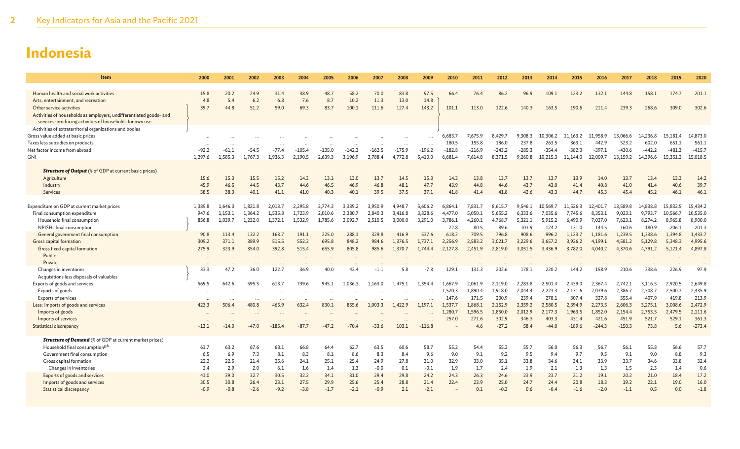# Indonesia

| Item | 2000 | 2001 | 2002 | 2003 | 2004 | 2005 | 2006 | 2007 | 2008 | 2009 | 2010 | 2011 | 2012 | 2013 | 2014 | 2015 | 2016 | 2017 | 2018 | 2019 | 2020 |
|---|---|---|---|---|---|---|---|---|---|---|---|---|---|---|---|---|---|---|---|---|---|
| Human health and social work activities | 15.8 | 20.2 | 24.9 | 31.4 | 38.9 | 48.7 | 58.2 | 70.0 | 83.8 | 97.5 | 66.4 | 76.4 | 86.2 | 96.9 | 109.1 | 123.2 | 132.1 | 144.8 | 158.1 | 174.7 | 201.1 |
| Arts, entertainment, and recreation | 4.8 | 5.4 | 6.2 | 6.8 | 7.6 | 8.7 | 10.2 | 11.3 | 13.0 | 14.8 | | | | | | | | | | | |
| Other service activities | 39.7 | 44.8 | 51.2 | 59.0 | 69.3 | 83.7 | 100.1 | 111.6 | 127.4 | 143.2 | 101.1 | 113.0 | 122.6 | 140.3 | 163.5 | 190.6 | 211.4 | 239.3 | 268.6 | 309.0 | 302.6 |
| Activities of households as employers; undifferentiated goods- and services-producing activities of households for own use | | | | | | | | | | | | | | | | | | | | | |
| Activities of extraterritorial organizations and bodies | | | | | | | | | | | | | | | | | | | | | |
| Gross value added at basic prices | ... | ... | ... | ... | ... | ... | ... | ... | ... | ... | 6,683.7 | 7,675.9 | 8,429.7 | 9,308.3 | 10,306.2 | 11,163.2 | 11,958.9 | 13,066.6 | 14,236.8 | 15,181.4 | 14,873.0 |
| Taxes less subsidies on products | ... | ... | ... | ... | ... | ... | ... | ... | ... | ... | 180.5 | 155.8 | 186.0 | 237.8 | 263.5 | 363.1 | 442.9 | 523.2 | 602.0 | 651.1 | 561.1 |
| Net factor income from abroad | -92.2 | -61.1 | -54.5 | -77.4 | -105.4 | -135.0 | -142.3 | -162.5 | -175.9 | -196.2 | -182.8 | -216.9 | -243.2 | -285.3 | -354.4 | -382.3 | -397.1 | -430.6 | -442.2 | -481.3 | -415.7 |
| GNI | 1,297.6 | 1,585.3 | 1,767.3 | 1,936.3 | 2,190.5 | 2,639.3 | 3,196.9 | 3,788.4 | 4,772.8 | 5,410.0 | 6,681.4 | 7,614.8 | 8,371.5 | 9,260.8 | 10,215.3 | 11,144.0 | 12,009.7 | 13,159.2 | 14,396.6 | 15,351.2 | 15,018.5 |
| ***Structure of Output*** (% of GDP at current basic prices) | | | | | | | | | | | | | | | | | | | | | |
| Agriculture | 15.6 | 15.3 | 15.5 | 15.2 | 14.3 | 13.1 | 13.0 | 13.7 | 14.5 | 15.3 | 14.3 | 13.8 | 13.7 | 13.7 | 13.7 | 13.9 | 14.0 | 13.7 | 13.4 | 13.3 | 14.2 |
| Industry | 45.9 | 46.5 | 44.5 | 43.7 | 44.6 | 46.5 | 46.9 | 46.8 | 48.1 | 47.7 | 43.9 | 44.8 | 44.6 | 43.7 | 43.0 | 41.4 | 40.8 | 41.0 | 41.4 | 40.6 | 39.7 |
| Services | 38.5 | 38.3 | 40.1 | 41.1 | 41.0 | 40.3 | 40.1 | 39.5 | 37.5 | 37.1 | 41.8 | 41.4 | 41.8 | 42.6 | 43.3 | 44.7 | 45.3 | 45.4 | 45.2 | 46.1 | 46.1 |
| Expenditure on GDP at current market prices | 1,389.8 | 1,646.3 | 1,821.8 | 2,013.7 | 2,295.8 | 2,774.3 | 3,339.2 | 3,950.9 | 4,948.7 | 5,606.2 | 6,864.1 | 7,831.7 | 8,615.7 | 9,546.1 | 10,569.7 | 11,526.3 | 12,401.7 | 13,589.8 | 14,838.8 | 15,832.5 | 15,434.2 |
| Final consumption expenditure | 947.6 | 1,153.1 | 1,364.2 | 1,535.8 | 1,723.9 | 2,010.6 | 2,380.7 | 2,840.3 | 3,416.8 | 3,828.6 | 4,477.0 | 5,050.1 | 5,655.2 | 6,333.6 | 7,035.6 | 7,745.6 | 8,353.1 | 9,023.1 | 9,793.7 | 10,566.7 | 10,535.0 |
| Household final consumption | 856.8 | 1,039.7 | 1,232.0 | 1,372.1 | 1,532.9 | 1,785.6 | 2,092.7 | 2,510.5 | 3,000.0 | 3,291.0 | 3,786.1 | 4,260.1 | 4,768.7 | 5,321.1 | 5,915.2 | 6,490.9 | 7,027.0 | 7,623.1 | 8,274.2 | 8,965.8 | 8,900.0 |
| NPISHs final consumption | | | | | | | | | | | 72.8 | 80.5 | 89.6 | 103.9 | 124.2 | 131.0 | 144.5 | 160.6 | 180.9 | 206.1 | 201.3 |
| General government final consumption | 90.8 | 113.4 | 132.2 | 163.7 | 191.1 | 225.0 | 288.1 | 329.8 | 416.9 | 537.6 | 618.2 | 709.5 | 796.8 | 908.6 | 996.2 | 1,123.7 | 1,181.6 | 1,239.5 | 1,338.6 | 1,394.8 | 1,433.7 |
| Gross capital formation | 309.2 | 371.1 | 389.9 | 515.5 | 552.3 | 695.8 | 848.2 | 984.6 | 1,376.5 | 1,737.1 | 2,256.9 | 2,583.2 | 3,021.7 | 3,229.6 | 3,657.2 | 3,926.2 | 4,199.1 | 4,581.2 | 5,129.8 | 5,348.3 | 4,995.6 |
| Gross fixed capital formation | 275.9 | 323.9 | 354.0 | 392.8 | 515.4 | 655.9 | 805.8 | 985.6 | 1,370.7 | 1,744.4 | 2,127.8 | 2,451.9 | 2,819.0 | 3,051.5 | 3,436.9 | 3,782.0 | 4,040.2 | 4,370.6 | 4,791.2 | 5,121.4 | 4,897.8 |
| Public | ... | ... | ... | ... | ... | ... | ... | ... | ... | ... | ... | ... | ... | ... | ... | ... | ... | ... | ... | ... | ... |
| Private | ... | ... | ... | ... | ... | ... | ... | ... | ... | ... | ... | ... | ... | ... | ... | ... | ... | ... | ... | ... | ... |
| Changes in inventories | 33.3 | 47.2 | 36.0 | 122.7 | 36.9 | 40.0 | 42.4 | -1.1 | 5.8 | -7.3 | 129.1 | 131.3 | 202.6 | 178.1 | 220.2 | 144.2 | 158.9 | 210.6 | 338.6 | 226.9 | 97.9 |
| Acquisitions less disposals of valuables | | | | | | | | | | | | | | | | | | | | | |
| Exports of goods and services | 569.5 | 642.6 | 595.5 | 613.7 | 739.6 | 945.1 | 1,036.3 | 1,163.0 | 1,475.1 | 1,354.4 | 1,667.9 | 2,061.9 | 2,119.0 | 2,283.8 | 2,501.4 | 2,439.0 | 2,367.4 | 2,742.1 | 3,116.5 | 2,920.5 | 2,649.8 |
| Exports of goods | ... | ... | ... | ... | ... | ... | ... | ... | ... | ... | 1,520.3 | 1,890.4 | 1,918.0 | 2,044.4 | 2,223.3 | 2,131.6 | 2,039.6 | 2,386.7 | 2,708.7 | 2,500.7 | 2,435.9 |
| Exports of services | ... | ... | ... | ... | ... | ... | ... | ... | ... | ... | 147.6 | 171.5 | 200.9 | 239.4 | 278.1 | 307.4 | 327.8 | 355.4 | 407.9 | 419.8 | 213.9 |
| Less: Imports of goods and services | 423.3 | 506.4 | 480.8 | 465.9 | 632.4 | 830.1 | 855.6 | 1,003.3 | 1,422.9 | 1,197.1 | 1,537.7 | 1,868.1 | 2,152.9 | 2,359.2 | 2,580.5 | 2,394.9 | 2,273.5 | 2,606.3 | 3,275.1 | 3,008.6 | 2,472.9 |
| Imports of goods | ... | ... | ... | ... | ... | ... | ... | ... | ... | ... | 1,280.7 | 1,596.5 | 1,850.0 | 2,012.9 | 2,177.3 | 1,963.5 | 1,852.0 | 2,154.4 | 2,753.5 | 2,479.5 | 2,111.6 |
| Imports of services | ... | ... | ... | ... | ... | ... | ... | ... | ... | ... | 257.0 | 271.6 | 302.9 | 346.3 | 403.3 | 431.4 | 421.6 | 451.9 | 521.7 | 529.1 | 361.3 |
| Statistical discrepancy | -13.1 | -14.0 | -47.0 | -185.4 | -87.7 | -47.2 | -70.4 | -33.6 | 103.1 | -116.8 | – | 4.6 | -27.2 | 58.4 | -44.0 | -189.6 | -244.3 | -150.3 | 73.8 | 5.6 | -273.4 |
| ***Structure of Demand*** (% of GDP at current market prices) | | | | | | | | | | | | | | | | | | | | | |
| Household final consumption[g,h] | 61.7 | 63.2 | 67.6 | 68.1 | 66.8 | 64.4 | 62.7 | 63.5 | 60.6 | 58.7 | 55.2 | 54.4 | 55.3 | 55.7 | 56.0 | 56.3 | 56.7 | 56.1 | 55.8 | 56.6 | 57.7 |
| Government final consumption | 6.5 | 6.9 | 7.3 | 8.1 | 8.3 | 8.1 | 8.6 | 8.3 | 8.4 | 9.6 | 9.0 | 9.1 | 9.2 | 9.5 | 9.4 | 9.7 | 9.5 | 9.1 | 9.0 | 8.8 | 9.3 |
| Gross capital formation | 22.2 | 22.5 | 21.4 | 25.6 | 24.1 | 25.1 | 25.4 | 24.9 | 27.8 | 31.0 | 32.9 | 33.0 | 35.1 | 33.8 | 34.6 | 34.1 | 33.9 | 33.7 | 34.6 | 33.8 | 32.4 |
| Changes in inventories | 2.4 | 2.9 | 2.0 | 6.1 | 1.6 | 1.4 | 1.3 | -0.0 | 0.1 | -0.1 | 1.9 | 1.7 | 2.4 | 1.9 | 2.1 | 1.3 | 1.3 | 1.5 | 2.3 | 1.4 | 0.6 |
| Exports of goods and services | 41.0 | 39.0 | 32.7 | 30.5 | 32.2 | 34.1 | 31.0 | 29.4 | 29.8 | 24.2 | 24.3 | 26.3 | 24.6 | 23.9 | 23.7 | 21.2 | 19.1 | 20.2 | 21.0 | 18.4 | 17.2 |
| Imports of goods and services | 30.5 | 30.8 | 26.4 | 23.1 | 27.5 | 29.9 | 25.6 | 25.4 | 28.8 | 21.4 | 22.4 | 23.9 | 25.0 | 24.7 | 24.4 | 20.8 | 18.3 | 19.2 | 22.1 | 19.0 | 16.0 |
| Statistical discrepancy | -0.9 | -0.8 | -2.6 | -9.2 | -3.8 | -1.7 | -2.1 | -0.9 | 2.1 | -2.1 | – | 0.1 | -0.3 | 0.6 | -0.4 | -1.6 | -2.0 | -1.1 | 0.5 | 0.0 | -1.8 |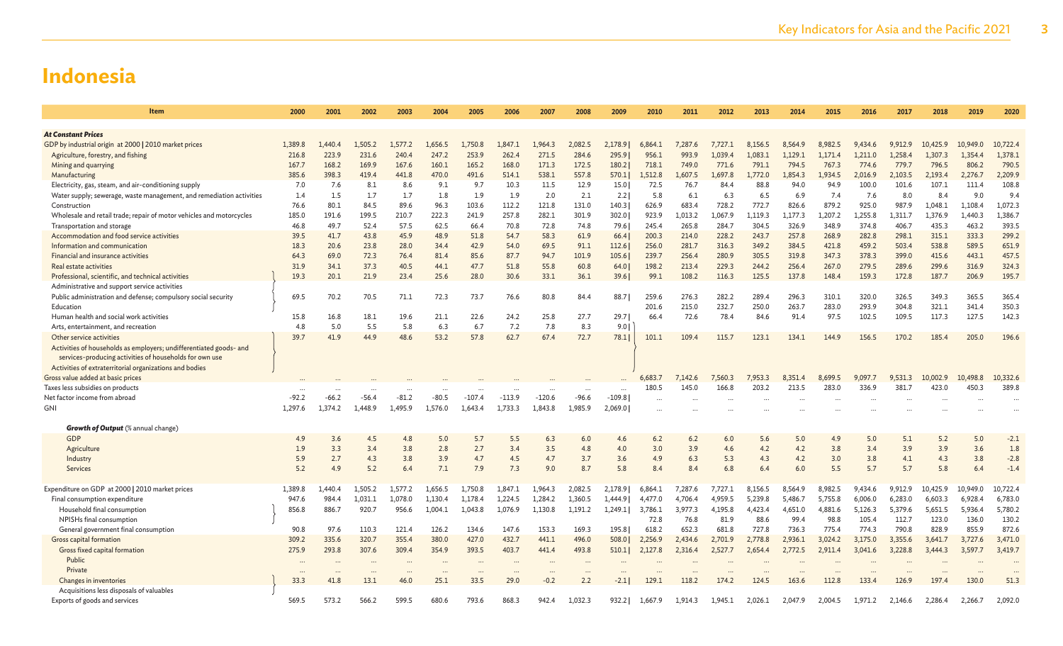# Indonesia

| Item | 2000 | 2001 | 2002 | 2003 | 2004 | 2005 | 2006 | 2007 | 2008 | 2009 | 2010 | 2011 | 2012 | 2013 | 2014 | 2015 | 2016 | 2017 | 2018 | 2019 | 2020 |
|---|---|---|---|---|---|---|---|---|---|---|---|---|---|---|---|---|---|---|---|---|---|
| ***At Constant Prices*** | | | | | | | | | | | | | | | | | | | | | |
| GDP by industrial origin at 2000 \| 2010 market prices | 1,389.8 | 1,440.4 | 1,505.2 | 1,577.2 | 1,656.5 | 1,750.8 | 1,847.1 | 1,964.3 | 2,082.5 | 2,178.9 | 6,864.1 | 7,287.6 | 7,727.1 | 8,156.5 | 8,564.9 | 8,982.5 | 9,434.6 | 9,912.9 | 10,425.9 | 10,949.0 | 10,722.4 |
| Agriculture, forestry, and fishing | 216.8 | 223.9 | 231.6 | 240.4 | 247.2 | 253.9 | 262.4 | 271.5 | 284.6 | 295.9 | 956.1 | 993.9 | 1,039.4 | 1,083.1 | 1,129.1 | 1,171.4 | 1,211.0 | 1,258.4 | 1,307.3 | 1,354.4 | 1,378.1 |
| Mining and quarrying | 167.7 | 168.2 | 169.9 | 167.6 | 160.1 | 165.2 | 168.0 | 171.3 | 172.5 | 180.2 | 718.1 | 749.0 | 771.6 | 791.1 | 794.5 | 767.3 | 774.6 | 779.7 | 796.5 | 806.2 | 790.5 |
| Manufacturing | 385.6 | 398.3 | 419.4 | 441.8 | 470.0 | 491.6 | 514.1 | 538.1 | 557.8 | 570.1 | 1,512.8 | 1,607.5 | 1,697.8 | 1,772.0 | 1,854.3 | 1,934.5 | 2,016.9 | 2,103.5 | 2,193.4 | 2,276.7 | 2,209.9 |
| Electricity, gas, steam, and air-conditioning supply | 7.0 | 7.6 | 8.1 | 8.6 | 9.1 | 9.7 | 10.3 | 11.5 | 12.9 | 15.0 | 72.5 | 76.7 | 84.4 | 88.8 | 94.0 | 94.9 | 100.0 | 101.6 | 107.1 | 111.4 | 108.8 |
| Water supply; sewerage, waste management, and remediation activities | 1.4 | 1.5 | 1.7 | 1.7 | 1.8 | 1.9 | 1.9 | 2.0 | 2.1 | 2.2 | 5.8 | 6.1 | 6.3 | 6.5 | 6.9 | 7.4 | 7.6 | 8.0 | 8.4 | 9.0 | 9.4 |
| Construction | 76.6 | 80.1 | 84.5 | 89.6 | 96.3 | 103.6 | 112.2 | 121.8 | 131.0 | 140.3 | 626.9 | 683.4 | 728.2 | 772.7 | 826.6 | 879.2 | 925.0 | 987.9 | 1,048.1 | 1,108.4 | 1,072.3 |
| Wholesale and retail trade; repair of motor vehicles and motorcycles | 185.0 | 191.6 | 199.5 | 210.7 | 222.3 | 241.9 | 257.8 | 282.1 | 301.9 | 302.0 | 923.9 | 1,013.2 | 1,067.9 | 1,119.3 | 1,177.3 | 1,207.2 | 1,255.8 | 1,311.7 | 1,376.9 | 1,440.3 | 1,386.7 |
| Transportation and storage | 46.8 | 49.7 | 52.4 | 57.5 | 62.5 | 66.4 | 70.8 | 72.8 | 74.8 | 79.6 | 245.4 | 265.8 | 284.7 | 304.5 | 326.9 | 348.9 | 374.8 | 406.7 | 435.3 | 463.2 | 393.5 |
| Accommodation and food service activities | 39.5 | 41.7 | 43.8 | 45.9 | 48.9 | 51.8 | 54.7 | 58.3 | 61.9 | 66.4 | 200.3 | 214.0 | 228.2 | 243.7 | 257.8 | 268.9 | 282.8 | 298.1 | 315.1 | 333.3 | 299.2 |
| Information and communication | 18.3 | 20.6 | 23.8 | 28.0 | 34.4 | 42.9 | 54.0 | 69.5 | 91.1 | 112.6 | 256.0 | 281.7 | 316.3 | 349.2 | 384.5 | 421.8 | 459.2 | 503.4 | 538.8 | 589.5 | 651.9 |
| Financial and insurance activities | 64.3 | 69.0 | 72.3 | 76.4 | 81.4 | 85.6 | 87.7 | 94.7 | 101.9 | 105.6 | 239.7 | 256.4 | 280.9 | 305.5 | 319.8 | 347.3 | 378.3 | 399.0 | 415.6 | 443.1 | 457.5 |
| Real estate activities | 31.9 | 34.1 | 37.3 | 40.5 | 44.1 | 47.7 | 51.8 | 55.8 | 60.8 | 64.0 | 198.2 | 213.4 | 229.3 | 244.2 | 256.4 | 267.0 | 279.5 | 289.6 | 299.6 | 316.9 | 324.3 |
| Professional, scientific, and technical activities / Administrative and support service activities | 19.3 | 20.1 | 21.9 | 23.4 | 25.6 | 28.0 | 30.6 | 33.1 | 36.1 | 39.6 | 99.1 | 108.2 | 116.3 | 125.5 | 137.8 | 148.4 | 159.3 | 172.8 | 187.7 | 206.9 | 195.7 |
| Public administration and defense; compulsory social security | 69.5 | 70.2 | 70.5 | 71.1 | 72.3 | 73.7 | 76.6 | 80.8 | 84.4 | 88.7 | 259.6 | 276.3 | 282.2 | 289.4 | 296.3 | 310.1 | 320.0 | 326.5 | 349.3 | 365.5 | 365.4 |
| Education | | | | | | | | | | | 201.6 | 215.0 | 232.7 | 250.0 | 263.7 | 283.0 | 293.9 | 304.8 | 321.1 | 341.4 | 350.3 |
| Human health and social work activities | 15.8 | 16.8 | 18.1 | 19.6 | 21.1 | 22.6 | 24.2 | 25.8 | 27.7 | 29.7 | 66.4 | 72.6 | 78.4 | 84.6 | 91.4 | 97.5 | 102.5 | 109.5 | 117.3 | 127.5 | 142.3 |
| Arts, entertainment, and recreation | 4.8 | 5.0 | 5.5 | 5.8 | 6.3 | 6.7 | 7.2 | 7.8 | 8.3 | 9.0 | | | | | | | | | | | |
| Other service activities / Activities of households as employers; undifferentiated goods- and services-producing activities of households for own use / Activities of extraterritorial organizations and bodies | 39.7 | 41.9 | 44.9 | 48.6 | 53.2 | 57.8 | 62.7 | 67.4 | 72.7 | 78.1 | 101.1 | 109.4 | 115.7 | 123.1 | 134.1 | 144.9 | 156.5 | 170.2 | 185.4 | 205.0 | 196.6 |
| Gross value added at basic prices | ... | ... | ... | ... | ... | ... | ... | ... | ... | ... | 6,683.7 | 7,142.6 | 7,560.3 | 7,953.3 | 8,351.4 | 8,699.5 | 9,097.7 | 9,531.3 | 10,002.9 | 10,498.8 | 10,332.6 |
| Taxes less subsidies on products | ... | ... | ... | ... | ... | ... | ... | ... | ... | ... | 180.5 | 145.0 | 166.8 | 203.2 | 213.5 | 283.0 | 336.9 | 381.7 | 423.0 | 450.3 | 389.8 |
| Net factor income from abroad | -92.2 | -66.2 | -56.4 | -81.2 | -80.5 | -107.4 | -113.9 | -120.6 | -96.6 | -109.8 | ... | ... | ... | ... | ... | ... | ... | ... | ... | ... | ... |
| GNI | 1,297.6 | 1,374.2 | 1,448.9 | 1,495.9 | 1,576.0 | 1,643.4 | 1,733.3 | 1,843.8 | 1,985.9 | 2,069.0 | ... | ... | ... | ... | ... | ... | ... | ... | ... | ... | ... |
| ***Growth of Output*** (% annual change) | | | | | | | | | | | | | | | | | | | | | |
| GDP | 4.9 | 3.6 | 4.5 | 4.8 | 5.0 | 5.7 | 5.5 | 6.3 | 6.0 | 4.6 | 6.2 | 6.2 | 6.0 | 5.6 | 5.0 | 4.9 | 5.0 | 5.1 | 5.2 | 5.0 | -2.1 |
| Agriculture | 1.9 | 3.3 | 3.4 | 3.8 | 2.8 | 2.7 | 3.4 | 3.5 | 4.8 | 4.0 | 3.0 | 3.9 | 4.6 | 4.2 | 4.2 | 3.8 | 3.4 | 3.9 | 3.9 | 3.6 | 1.8 |
| Industry | 5.9 | 2.7 | 4.3 | 3.8 | 3.9 | 4.7 | 4.5 | 4.7 | 3.7 | 3.6 | 4.9 | 6.3 | 5.3 | 4.3 | 4.2 | 3.0 | 3.8 | 4.1 | 4.3 | 3.8 | -2.8 |
| Services | 5.2 | 4.9 | 5.2 | 6.4 | 7.1 | 7.9 | 7.3 | 9.0 | 8.7 | 5.8 | 8.4 | 8.4 | 6.8 | 6.4 | 6.0 | 5.5 | 5.7 | 5.7 | 5.8 | 6.4 | -1.4 |
| Expenditure on GDP at 2000 \| 2010 market prices | 1,389.8 | 1,440.4 | 1,505.2 | 1,577.2 | 1,656.5 | 1,750.8 | 1,847.1 | 1,964.3 | 2,082.5 | 2,178.9 | 6,864.1 | 7,287.6 | 7,727.1 | 8,156.5 | 8,564.9 | 8,982.5 | 9,434.6 | 9,912.9 | 10,425.9 | 10,949.0 | 10,722.4 |
| Final consumption expenditure | 947.6 | 984.4 | 1,031.1 | 1,078.0 | 1,130.4 | 1,178.4 | 1,224.5 | 1,284.2 | 1,360.5 | 1,444.9 | 4,477.0 | 4,706.4 | 4,959.5 | 5,239.8 | 5,486.7 | 5,755.8 | 6,006.0 | 6,283.0 | 6,603.3 | 6,928.4 | 6,783.0 |
| Household final consumption | 856.8 | 886.7 | 920.7 | 956.6 | 1,004.1 | 1,043.8 | 1,076.9 | 1,130.8 | 1,191.2 | 1,249.1 | 3,786.1 | 3,977.3 | 4,195.8 | 4,423.4 | 4,651.0 | 4,881.6 | 5,126.3 | 5,379.6 | 5,651.5 | 5,936.4 | 5,780.2 |
| NPISHs final consumption | | | | | | | | | | | 72.8 | 76.8 | 81.9 | 88.6 | 99.4 | 98.8 | 105.4 | 112.7 | 123.0 | 136.0 | 130.2 |
| General government final consumption | 90.8 | 97.6 | 110.3 | 121.4 | 126.2 | 134.6 | 147.6 | 153.3 | 169.3 | 195.8 | 618.2 | 652.3 | 681.8 | 727.8 | 736.3 | 775.4 | 774.3 | 790.8 | 828.9 | 855.9 | 872.6 |
| Gross capital formation | 309.2 | 335.6 | 320.7 | 355.4 | 380.0 | 427.0 | 432.7 | 441.1 | 496.0 | 508.0 | 2,256.9 | 2,434.6 | 2,701.9 | 2,778.8 | 2,936.1 | 3,024.2 | 3,175.0 | 3,355.6 | 3,641.7 | 3,727.6 | 3,471.0 |
| Gross fixed capital formation | 275.9 | 293.8 | 307.6 | 309.4 | 354.9 | 393.5 | 403.7 | 441.4 | 493.8 | 510.1 | 2,127.8 | 2,316.4 | 2,527.7 | 2,654.4 | 2,772.5 | 2,911.4 | 3,041.6 | 3,228.8 | 3,444.3 | 3,597.7 | 3,419.7 |
| Public | ... | ... | ... | ... | ... | ... | ... | ... | ... | ... | ... | ... | ... | ... | ... | ... | ... | ... | ... | ... | ... |
| Private | ... | ... | ... | ... | ... | ... | ... | ... | ... | ... | ... | ... | ... | ... | ... | ... | ... | ... | ... | ... | ... |
| Changes in inventories / Acquisitions less disposals of valuables | 33.3 | 41.8 | 13.1 | 46.0 | 25.1 | 33.5 | 29.0 | -0.2 | 2.2 | -2.1 | 129.1 | 118.2 | 174.2 | 124.5 | 163.6 | 112.8 | 133.4 | 126.9 | 197.4 | 130.0 | 51.3 |
| Exports of goods and services | 569.5 | 573.2 | 566.2 | 599.5 | 680.6 | 793.6 | 868.3 | 942.4 | 1,032.3 | 932.2 | 1,667.9 | 1,914.3 | 1,945.1 | 2,026.1 | 2,047.9 | 2,004.5 | 1,971.2 | 2,146.6 | 2,286.4 | 2,266.7 | 2,092.0 |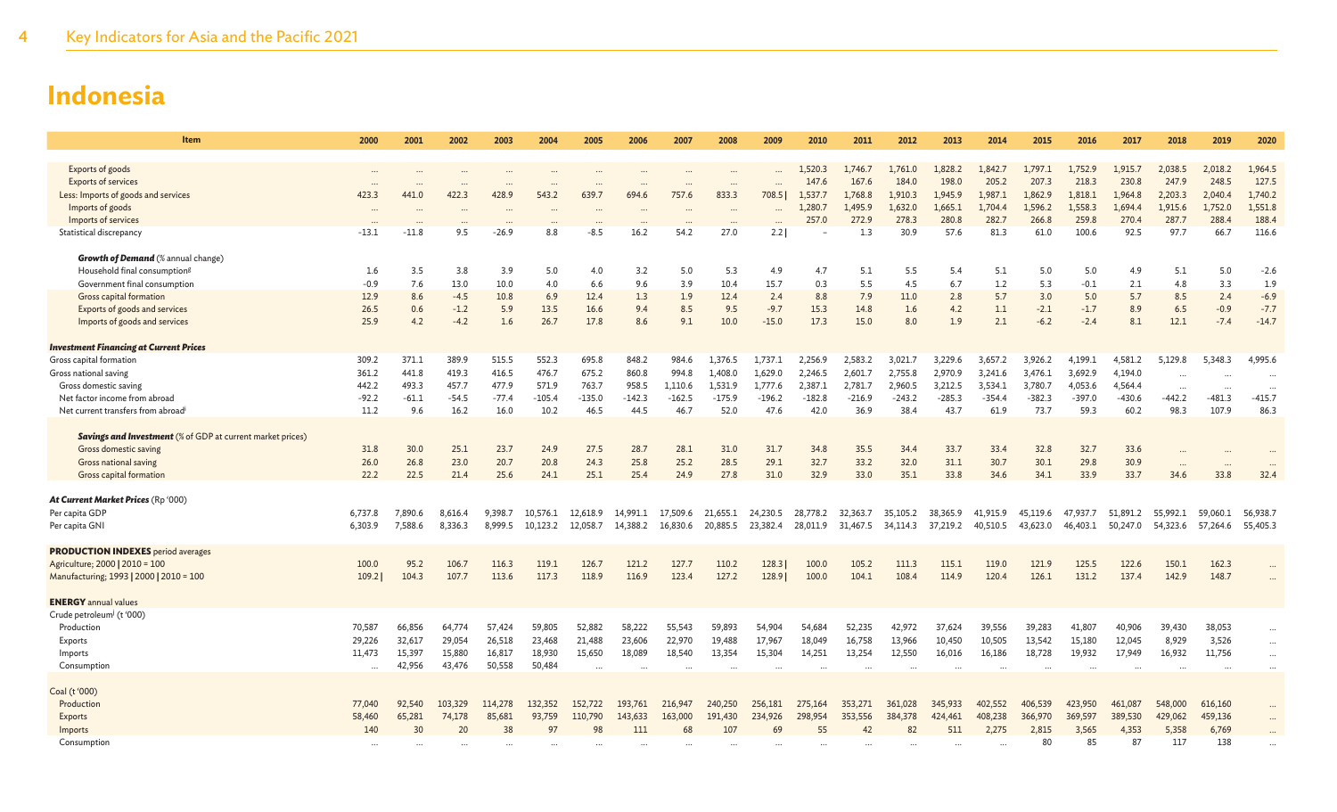# Indonesia

| Item | 2000 | 2001 | 2002 | 2003 | 2004 | 2005 | 2006 | 2007 | 2008 | 2009 | 2010 | 2011 | 2012 | 2013 | 2014 | 2015 | 2016 | 2017 | 2018 | 2019 | 2020 |
|---|---|---|---|---|---|---|---|---|---|---|---|---|---|---|---|---|---|---|---|---|---|
| Exports of goods | ... | ... | ... | ... | ... | ... | ... | ... | ... | ... | 1,520.3 | 1,746.7 | 1,761.0 | 1,828.2 | 1,842.7 | 1,797.1 | 1,752.9 | 1,915.7 | 2,038.5 | 2,018.2 | 1,964.5 |
| Exports of services | ... | ... | ... | ... | ... | ... | ... | ... | ... | ... | 147.6 | 167.6 | 184.0 | 198.0 | 205.2 | 207.3 | 218.3 | 230.8 | 247.9 | 248.5 | 127.5 |
| Less: Imports of goods and services | 423.3 | 441.0 | 422.3 | 428.9 | 543.2 | 639.7 | 694.6 | 757.6 | 833.3 | 708.5 \| | 1,537.7 | 1,768.8 | 1,910.3 | 1,945.9 | 1,987.1 | 1,862.9 | 1,818.1 | 1,964.8 | 2,203.3 | 2,040.4 | 1,740.2 |
| Imports of goods | ... | ... | ... | ... | ... | ... | ... | ... | ... | ... | 1,280.7 | 1,495.9 | 1,632.0 | 1,665.1 | 1,704.4 | 1,596.2 | 1,558.3 | 1,694.4 | 1,915.6 | 1,752.0 | 1,551.8 |
| Imports of services | ... | ... | ... | ... | ... | ... | ... | ... | ... | ... | 257.0 | 272.9 | 278.3 | 280.8 | 282.7 | 266.8 | 259.8 | 270.4 | 287.7 | 288.4 | 188.4 |
| Statistical discrepancy | -13.1 | -11.8 | 9.5 | -26.9 | 8.8 | -8.5 | 16.2 | 54.2 | 27.0 | 2.2 \| | – | 1.3 | 30.9 | 57.6 | 81.3 | 61.0 | 100.6 | 92.5 | 97.7 | 66.7 | 116.6 |
| ***Growth of Demand*** (% annual change) | | | | | | | | | | | | | | | | | | | | | |
| Household final consumption[g] | 1.6 | 3.5 | 3.8 | 3.9 | 5.0 | 4.0 | 3.2 | 5.0 | 5.3 | 4.9 | 4.7 | 5.1 | 5.5 | 5.4 | 5.1 | 5.0 | 5.0 | 4.9 | 5.1 | 5.0 | -2.6 |
| Government final consumption | -0.9 | 7.6 | 13.0 | 10.0 | 4.0 | 6.6 | 9.6 | 3.9 | 10.4 | 15.7 | 0.3 | 5.5 | 4.5 | 6.7 | 1.2 | 5.3 | -0.1 | 2.1 | 4.8 | 3.3 | 1.9 |
| Gross capital formation | 12.9 | 8.6 | -4.5 | 10.8 | 6.9 | 12.4 | 1.3 | 1.9 | 12.4 | 2.4 | 8.8 | 7.9 | 11.0 | 2.8 | 5.7 | 3.0 | 5.0 | 5.7 | 8.5 | 2.4 | -6.9 |
| Exports of goods and services | 26.5 | 0.6 | -1.2 | 5.9 | 13.5 | 16.6 | 9.4 | 8.5 | 9.5 | -9.7 | 15.3 | 14.8 | 1.6 | 4.2 | 1.1 | -2.1 | -1.7 | 8.9 | 6.5 | -0.9 | -7.7 |
| Imports of goods and services | 25.9 | 4.2 | -4.2 | 1.6 | 26.7 | 17.8 | 8.6 | 9.1 | 10.0 | -15.0 | 17.3 | 15.0 | 8.0 | 1.9 | 2.1 | -6.2 | -2.4 | 8.1 | 12.1 | -7.4 | -14.7 |
| ***Investment Financing at Current Prices*** | | | | | | | | | | | | | | | | | | | | | |
| Gross capital formation | 309.2 | 371.1 | 389.9 | 515.5 | 552.3 | 695.8 | 848.2 | 984.6 | 1,376.5 | 1,737.1 | 2,256.9 | 2,583.2 | 3,021.7 | 3,229.6 | 3,657.2 | 3,926.2 | 4,199.1 | 4,581.2 | 5,129.8 | 5,348.3 | 4,995.6 |
| Gross national saving | 361.2 | 441.8 | 419.3 | 416.5 | 476.7 | 675.2 | 860.8 | 994.8 | 1,408.0 | 1,629.0 | 2,246.5 | 2,601.7 | 2,755.8 | 2,970.9 | 3,241.6 | 3,476.1 | 3,692.9 | 4,194.0 | ... | ... | ... |
| Gross domestic saving | 442.2 | 493.3 | 457.7 | 477.9 | 571.9 | 763.7 | 958.5 | 1,110.6 | 1,531.9 | 1,777.6 | 2,387.1 | 2,781.7 | 2,960.5 | 3,212.5 | 3,534.1 | 3,780.7 | 4,053.6 | 4,564.4 | ... | ... | ... |
| Net factor income from abroad | -92.2 | -61.1 | -54.5 | -77.4 | -105.4 | -135.0 | -142.3 | -162.5 | -175.9 | -196.2 | -182.8 | -216.9 | -243.2 | -285.3 | -354.4 | -382.3 | -397.0 | -430.6 | -442.2 | -481.3 | -415.7 |
| Net current transfers from abroad[i] | 11.2 | 9.6 | 16.2 | 16.0 | 10.2 | 46.5 | 44.5 | 46.7 | 52.0 | 47.6 | 42.0 | 36.9 | 38.4 | 43.7 | 61.9 | 73.7 | 59.3 | 60.2 | 98.3 | 107.9 | 86.3 |
| ***Savings and Investment*** (% of GDP at current market prices) | | | | | | | | | | | | | | | | | | | | | |
| Gross domestic saving | 31.8 | 30.0 | 25.1 | 23.7 | 24.9 | 27.5 | 28.7 | 28.1 | 31.0 | 31.7 | 34.8 | 35.5 | 34.4 | 33.7 | 33.4 | 32.8 | 32.7 | 33.6 | ... | ... | ... |
| Gross national saving | 26.0 | 26.8 | 23.0 | 20.7 | 20.8 | 24.3 | 25.8 | 25.2 | 28.5 | 29.1 | 32.7 | 33.2 | 32.0 | 31.1 | 30.7 | 30.1 | 29.8 | 30.9 | ... | ... | ... |
| Gross capital formation | 22.2 | 22.5 | 21.4 | 25.6 | 24.1 | 25.1 | 25.4 | 24.9 | 27.8 | 31.0 | 32.9 | 33.0 | 35.1 | 33.8 | 34.6 | 34.1 | 33.9 | 33.7 | 34.6 | 33.8 | 32.4 |
| ***At Current Market Prices*** (Rp '000) | | | | | | | | | | | | | | | | | | | | | |
| Per capita GDP | 6,737.8 | 7,890.6 | 8,616.4 | 9,398.7 | 10,576.1 | 12,618.9 | 14,991.1 | 17,509.6 | 21,655.1 | 24,230.5 | 28,778.2 | 32,363.7 | 35,105.2 | 38,365.9 | 41,915.9 | 45,119.6 | 47,937.7 | 51,891.2 | 55,992.1 | 59,060.1 | 56,938.7 |
| Per capita GNI | 6,303.9 | 7,588.6 | 8,336.3 | 8,999.5 | 10,123.2 | 12,058.7 | 14,388.2 | 16,830.6 | 20,885.5 | 23,382.4 | 28,011.9 | 31,467.5 | 34,114.3 | 37,219.2 | 40,510.5 | 43,623.0 | 46,403.1 | 50,247.0 | 54,323.6 | 57,264.6 | 55,405.3 |
| **PRODUCTION INDEXES** period averages | | | | | | | | | | | | | | | | | | | | | |
| Agriculture; 2000 \| 2010 = 100 | 100.0 | 95.2 | 106.7 | 116.3 | 119.1 | 126.7 | 121.2 | 127.7 | 110.2 | 128.3 \| | 100.0 | 105.2 | 111.3 | 115.1 | 119.0 | 121.9 | 125.5 | 122.6 | 150.1 | 162.3 | ... |
| Manufacturing; 1993 \| 2000 \| 2010 = 100 | 109.2 \| | 104.3 | 107.7 | 113.6 | 117.3 | 118.9 | 116.9 | 123.4 | 127.2 | 128.9 \| | 100.0 | 104.1 | 108.4 | 114.9 | 120.4 | 126.1 | 131.2 | 137.4 | 142.9 | 148.7 | ... |
| **ENERGY** annual values | | | | | | | | | | | | | | | | | | | | | |
| Crude petroleum[j] (t '000) | | | | | | | | | | | | | | | | | | | | | |
| Production | 70,587 | 66,856 | 64,774 | 57,424 | 59,805 | 52,882 | 58,222 | 55,543 | 59,893 | 54,904 | 54,684 | 52,235 | 42,972 | 37,624 | 39,556 | 39,283 | 41,807 | 40,906 | 39,430 | 38,053 | ... |
| Exports | 29,226 | 32,617 | 29,054 | 26,518 | 23,468 | 21,488 | 23,606 | 22,970 | 19,488 | 17,967 | 18,049 | 16,758 | 13,966 | 10,450 | 10,505 | 13,542 | 15,180 | 12,045 | 8,929 | 3,526 | ... |
| Imports | 11,473 | 15,397 | 15,880 | 16,817 | 18,930 | 15,650 | 18,089 | 18,540 | 13,354 | 15,304 | 14,251 | 13,254 | 12,550 | 16,016 | 16,186 | 18,728 | 19,932 | 17,949 | 16,932 | 11,756 | ... |
| Consumption | ... | 42,956 | 43,476 | 50,558 | 50,484 | ... | ... | ... | ... | ... | ... | ... | ... | ... | ... | ... | ... | ... | ... | ... | ... |
| Coal (t '000) | | | | | | | | | | | | | | | | | | | | | |
| Production | 77,040 | 92,540 | 103,329 | 114,278 | 132,352 | 152,722 | 193,761 | 216,947 | 240,250 | 256,181 | 275,164 | 353,271 | 361,028 | 345,933 | 402,552 | 406,539 | 423,950 | 461,087 | 548,000 | 616,160 | ... |
| Exports | 58,460 | 65,281 | 74,178 | 85,681 | 93,759 | 110,790 | 143,633 | 163,000 | 191,430 | 234,926 | 298,954 | 353,556 | 384,378 | 424,461 | 408,238 | 366,970 | 369,597 | 389,530 | 429,062 | 459,136 | ... |
| Imports | 140 | 30 | 20 | 38 | 97 | 98 | 111 | 68 | 107 | 69 | 55 | 42 | 82 | 511 | 2,275 | 2,815 | 3,565 | 4,353 | 5,358 | 6,769 | ... |
| Consumption | ... | ... | ... | ... | ... | ... | ... | ... | ... | ... | ... | ... | ... | ... | ... | 80 | 85 | 87 | 117 | 138 | ... |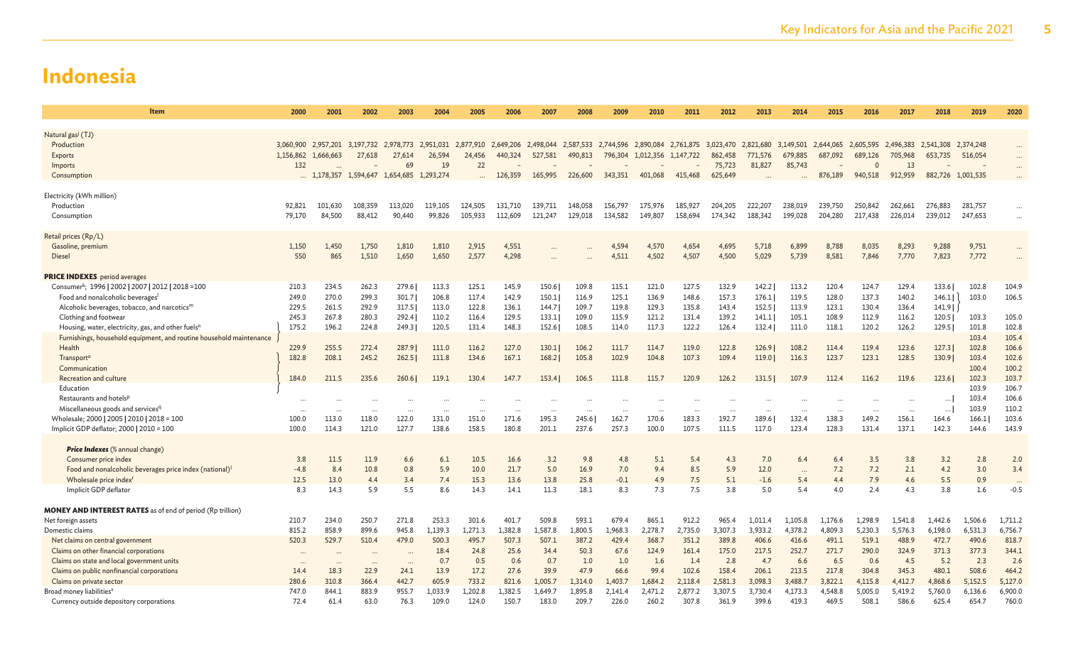# Indonesia

| Item | 2000 | 2001 | 2002 | 2003 | 2004 | 2005 | 2006 | 2007 | 2008 | 2009 | 2010 | 2011 | 2012 | 2013 | 2014 | 2015 | 2016 | 2017 | 2018 | 2019 | 2020 |
|---|---|---|---|---|---|---|---|---|---|---|---|---|---|---|---|---|---|---|---|---|---|
| Natural gas[j] (TJ) | | | | | | | | | | | | | | | | | | | | | |
| Production | 3,060,900 | 2,957,201 | 3,197,732 | 2,978,773 | 2,951,031 | 2,877,910 | 2,649,206 | 2,498,044 | 2,587,533 | 2,744,596 | 2,890,084 | 2,761,875 | 3,023,470 | 2,821,680 | 3,149,501 | 2,644,065 | 2,605,595 | 2,496,383 | 2,541,308 | 2,374,248 | ... |
| Exports | 1,156,862 | 1,666,663 | 27,618 | 27,614 | 26,594 | 24,456 | 440,324 | 527,581 | 490,813 | 796,304 | 1,012,356 | 1,147,722 | 862,458 | 771,576 | 679,885 | 687,092 | 689,126 | 705,968 | 653,735 | 516,054 | ... |
| Imports | 132 | ... | – | 69 | 19 | 22 | – | – | – | – | – | – | 75,723 | 81,827 | 85,743 | – | 0 | 13 | – | – | ... |
| Consumption | ... | 1,178,357 | 1,594,647 | 1,654,685 | 1,293,274 | ... | 126,359 | 165,995 | 226,600 | 343,351 | 401,068 | 415,468 | 625,649 | ... | ... | 876,189 | 940,518 | 912,959 | 882,726 | 1,001,535 | ... |
| Electricity (kWh million) | | | | | | | | | | | | | | | | | | | | | |
| Production | 92,821 | 101,630 | 108,359 | 113,020 | 119,105 | 124,505 | 131,710 | 139,711 | 148,058 | 156,797 | 175,976 | 185,927 | 204,205 | 222,207 | 238,019 | 239,750 | 250,842 | 262,661 | 276,883 | 281,757 | ... |
| Consumption | 79,170 | 84,500 | 88,412 | 90,440 | 99,826 | 105,933 | 112,609 | 121,247 | 129,018 | 134,582 | 149,807 | 158,694 | 174,342 | 188,342 | 199,028 | 204,280 | 217,438 | 226,014 | 239,012 | 247,653 | ... |
| Retail prices (Rp/L) | | | | | | | | | | | | | | | | | | | | | |
| Gasoline, premium | 1,150 | 1,450 | 1,750 | 1,810 | 1,810 | 2,915 | 4,551 | ... | ... | 4,594 | 4,570 | 4,654 | 4,695 | 5,718 | 6,899 | 8,788 | 8,035 | 8,293 | 9,288 | 9,751 | ... |
| Diesel | 550 | 865 | 1,510 | 1,650 | 1,650 | 2,577 | 4,298 | ... | ... | 4,511 | 4,502 | 4,507 | 4,500 | 5,029 | 5,739 | 8,581 | 7,846 | 7,770 | 7,823 | 7,772 | ... |
| **PRICE INDEXES** period averages | | | | | | | | | | | | | | | | | | | | | |
| Consumer[k]; 1996 \| 2002 \| 2007 \| 2012 \| 2018 =100 | 210.3 | 234.5 | 262.3 | 279.6 \| | 113.3 | 125.1 | 145.9 | 150.6 \| | 109.8 | 115.1 | 121.0 | 127.5 | 132.9 | 142.2 \| | 113.2 | 120.4 | 124.7 | 129.4 | 133.6 \| | 102.8 | 104.9 |
| Food and nonalcoholic beverages[l] | 249.0 | 270.0 | 299.3 | 301.7 \| | 106.8 | 117.4 | 142.9 | 150.1 \| | 116.9 | 125.1 | 136.9 | 148.6 | 157.3 | 176.1 \| | 119.5 | 128.0 | 137.3 | 140.2 | 146.1 \| | 103.0 | 106.5 |
| Alcoholic beverages, tobacco, and narcotics[m] | 229.5 | 261.5 | 292.9 | 317.5 \| | 113.0 | 122.8 | 136.1 | 144.7 \| | 109.7 | 119.8 | 129.3 | 135.8 | 143.4 | 152.5 \| | 113.9 | 123.1 | 130.4 | 136.4 | 141.9 \| | | |
| Clothing and footwear | 245.3 | 267.8 | 280.3 | 292.4 \| | 110.2 | 116.4 | 129.5 | 133.1 \| | 109.0 | 115.9 | 121.2 | 131.4 | 139.2 | 141.1 \| | 105.1 | 108.9 | 112.9 | 116.2 | 120.5 \| | 103.3 | 105.0 |
| Housing, water, electricity, gas, and other fuels[n] | 175.2 | 196.2 | 224.8 | 249.3 \| | 120.5 | 131.4 | 148.3 | 152.6 \| | 108.5 | 114.0 | 117.3 | 122.2 | 126.4 | 132.4 \| | 111.0 | 118.1 | 120.2 | 126.2 | 129.5 \| | 101.8 | 102.8 |
| Furnishings, household equipment, and routine household maintenance | | | | | | | | | | | | | | | | | | | | 103.4 | 105.4 |
| Health | 229.9 | 255.5 | 272.4 | 287.9 \| | 111.0 | 116.2 | 127.0 | 130.1 \| | 106.2 | 111.7 | 114.7 | 119.0 | 122.8 | 126.9 \| | 108.2 | 114.4 | 119.4 | 123.6 | 127.3 \| | 102.8 | 106.6 |
| Transport[o] | 182.8 | 208.1 | 245.2 | 262.5 \| | 111.8 | 134.6 | 167.1 | 168.2 \| | 105.8 | 102.9 | 104.8 | 107.3 | 109.4 | 119.0 \| | 116.3 | 123.7 | 123.1 | 128.5 | 130.9 \| | 103.4 | 102.6 |
| Communication | | | | | | | | | | | | | | | | | | | | 100.4 | 100.2 |
| Recreation and culture | 184.0 | 211.5 | 235.6 | 260.6 \| | 119.1 | 130.4 | 147.7 | 153.4 \| | 106.5 | 111.8 | 115.7 | 120.9 | 126.2 | 131.5 \| | 107.9 | 112.4 | 116.2 | 119.6 | 123.6 \| | 102.3 | 103.7 |
| Education | | | | | | | | | | | | | | | | | | | | 103.9 | 106.7 |
| Restaurants and hotels[p] | ... | ... | ... | ... | ... | ... | ... | ... | ... | ... | ... | ... | ... | ... | ... | ... | ... | ... | ... \| | 103.4 | 106.6 |
| Miscellaneous goods and services[q] | ... | ... | ... | ... | ... | ... | ... | ... | ... | ... | ... | ... | ... | ... | ... | ... | ... | ... | ... \| | 103.9 | 110.2 |
| Wholesale; 2000 \| 2005 \| 2010 \| 2018 = 100 | 100.0 | 113.0 | 118.0 | 122.0 | 131.0 | 151.0 | 171.6 | 195.3 | 245.6 \| | 162.7 | 170.6 | 183.3 | 192.7 | 189.6 \| | 132.4 | 138.3 | 149.2 | 156.1 | 164.6 | 166.1 \| | 103.6 |
| Implicit GDP deflator; 2000 \| 2010 = 100 | 100.0 | 114.3 | 121.0 | 127.7 | 138.6 | 158.5 | 180.8 | 201.1 | 237.6 | 257.3 | 100.0 | 107.5 | 111.5 | 117.0 | 123.4 | 128.3 | 131.4 | 137.1 | 142.3 | 144.6 | 143.9 |
| ***Price Indexes*** (% annual change) | | | | | | | | | | | | | | | | | | | | | |
| Consumer price index | 3.8 | 11.5 | 11.9 | 6.6 | 6.1 | 10.5 | 16.6 | 3.2 | 9.8 | 4.8 | 5.1 | 5.4 | 4.3 | 7.0 | 6.4 | 6.4 | 3.5 | 3.8 | 3.2 | 2.8 | 2.0 |
| Food and nonalcoholic beverages price index (national)[l] | -4.8 | 8.4 | 10.8 | 0.8 | 5.9 | 10.0 | 21.7 | 5.0 | 16.9 | 7.0 | 9.4 | 8.5 | 5.9 | 12.0 | ... | 7.2 | 7.2 | 2.1 | 4.2 | 3.0 | 3.4 |
| Wholesale price index[r] | 12.5 | 13.0 | 4.4 | 3.4 | 7.4 | 15.3 | 13.6 | 13.8 | 25.8 | -0.1 | 4.9 | 7.5 | 5.1 | -1.6 | 5.4 | 4.4 | 7.9 | 4.6 | 5.5 | 0.9 | ... |
| Implicit GDP deflator | 8.3 | 14.3 | 5.9 | 5.5 | 8.6 | 14.3 | 14.1 | 11.3 | 18.1 | 8.3 | 7.3 | 7.5 | 3.8 | 5.0 | 5.4 | 4.0 | 2.4 | 4.3 | 3.8 | 1.6 | -0.5 |
| **MONEY AND INTEREST RATES** as of end of period (Rp trillion) | | | | | | | | | | | | | | | | | | | | | |
| Net foreign assets | 210.7 | 234.0 | 250.7 | 271.8 | 253.3 | 301.6 | 401.7 | 509.8 | 593.1 | 679.4 | 865.1 | 912.2 | 965.4 | 1,011.4 | 1,105.8 | 1,176.6 | 1,298.9 | 1,541.8 | 1,442.6 | 1,506.6 | 1,711.2 |
| Domestic claims | 815.2 | 858.9 | 899.6 | 945.8 | 1,139.3 | 1,271.3 | 1,382.8 | 1,587.8 | 1,800.5 | 1,968.3 | 2,278.7 | 2,735.0 | 3,307.3 | 3,933.2 | 4,378.2 | 4,809.3 | 5,230.3 | 5,576.3 | 6,198.0 | 6,531.3 | 6,756.7 |
| Net claims on central government | 520.3 | 529.7 | 510.4 | 479.0 | 500.3 | 495.7 | 507.3 | 507.1 | 387.2 | 429.4 | 368.7 | 351.2 | 389.8 | 406.6 | 416.6 | 491.1 | 519.1 | 488.9 | 472.7 | 490.6 | 818.7 |
| Claims on other financial corporations | ... | ... | ... | ... | 18.4 | 24.8 | 25.6 | 34.4 | 50.3 | 67.6 | 124.9 | 161.4 | 175.0 | 217.5 | 252.7 | 271.7 | 290.0 | 324.9 | 371.3 | 377.3 | 344.1 |
| Claims on state and local government units | ... | ... | ... | ... | 0.7 | 0.5 | 0.6 | 0.7 | 1.0 | 1.0 | 1.6 | 1.4 | 2.8 | 4.7 | 6.6 | 6.5 | 0.6 | 4.5 | 5.2 | 2.3 | 2.6 |
| Claims on public nonfinancial corporations | 14.4 | 18.3 | 22.9 | 24.1 | 13.9 | 17.2 | 27.6 | 39.9 | 47.9 | 66.6 | 99.4 | 102.6 | 158.4 | 206.1 | 213.5 | 217.8 | 304.8 | 345.3 | 480.1 | 508.6 | 464.2 |
| Claims on private sector | 280.6 | 310.8 | 366.4 | 442.7 | 605.9 | 733.2 | 821.6 | 1,005.7 | 1,314.0 | 1,403.7 | 1,684.2 | 2,118.4 | 2,581.3 | 3,098.3 | 3,488.7 | 3,822.1 | 4,115.8 | 4,412.7 | 4,868.6 | 5,152.5 | 5,127.0 |
| Broad money liabilities[s] | 747.0 | 844.1 | 883.9 | 955.7 | 1,033.9 | 1,202.8 | 1,382.5 | 1,649.7 | 1,895.8 | 2,141.4 | 2,471.2 | 2,877.2 | 3,307.5 | 3,730.4 | 4,173.3 | 4,548.8 | 5,005.0 | 5,419.2 | 5,760.0 | 6,136.6 | 6,900.0 |
| Currency outside depository corporations | 72.4 | 61.4 | 63.0 | 76.3 | 109.0 | 124.0 | 150.7 | 183.0 | 209.7 | 226.0 | 260.2 | 307.8 | 361.9 | 399.6 | 419.3 | 469.5 | 508.1 | 586.6 | 625.4 | 654.7 | 760.0 |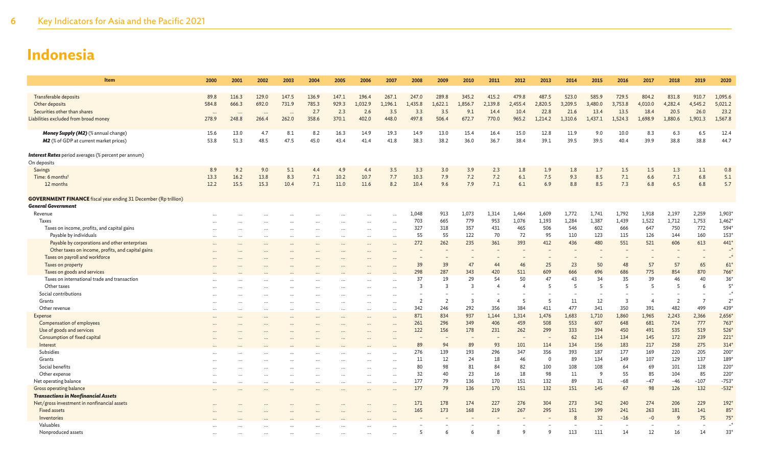# Indonesia

| Item | 2000 | 2001 | 2002 | 2003 | 2004 | 2005 | 2006 | 2007 | 2008 | 2009 | 2010 | 2011 | 2012 | 2013 | 2014 | 2015 | 2016 | 2017 | 2018 | 2019 | 2020 |
|---|---|---|---|---|---|---|---|---|---|---|---|---|---|---|---|---|---|---|---|---|---|
| Transferable deposits | 89.8 | 116.3 | 129.0 | 147.5 | 136.9 | 147.1 | 196.4 | 267.1 | 247.0 | 289.8 | 345.2 | 415.2 | 479.8 | 487.5 | 523.0 | 585.9 | 729.5 | 804.2 | 831.8 | 910.7 | 1,095.6 |
| Other deposits | 584.8 | 666.3 | 692.0 | 731.9 | 785.3 | 929.3 | 1,032.9 | 1,196.1 | 1,435.8 | 1,622.1 | 1,856.7 | 2,139.8 | 2,455.4 | 2,820.5 | 3,209.5 | 3,480.0 | 3,753.8 | 4,010.0 | 4,282.4 | 4,545.2 | 5,021.2 |
| Securities other than shares | ... | ... | ... | ... | 2.7 | 2.3 | 2.6 | 3.5 | 3.3 | 3.5 | 9.1 | 14.4 | 10.4 | 22.8 | 21.6 | 13.4 | 13.5 | 18.4 | 20.5 | 26.0 | 23.2 |
| Liabilities excluded from broad money | 278.9 | 248.8 | 266.4 | 262.0 | 358.6 | 370.1 | 402.0 | 448.0 | 497.8 | 506.4 | 672.7 | 770.0 | 965.2 | 1,214.2 | 1,310.6 | 1,437.1 | 1,524.3 | 1,698.9 | 1,880.6 | 1,901.3 | 1,567.8 |
| ***Money Supply (M2)*** (% annual change) | 15.6 | 13.0 | 4.7 | 8.1 | 8.2 | 16.3 | 14.9 | 19.3 | 14.9 | 13.0 | 15.4 | 16.4 | 15.0 | 12.8 | 11.9 | 9.0 | 10.0 | 8.3 | 6.3 | 6.5 | 12.4 |
| ***M2*** (% of GDP at current market prices) | 53.8 | 51.3 | 48.5 | 47.5 | 45.0 | 43.4 | 41.4 | 41.8 | 38.3 | 38.2 | 36.0 | 36.7 | 38.4 | 39.1 | 39.5 | 39.5 | 40.4 | 39.9 | 38.8 | 38.8 | 44.7 |
| ***Interest Rates*** period averages (% percent per annum) | | | | | | | | | | | | | | | | | | | | | |
| On deposits | | | | | | | | | | | | | | | | | | | | | |
| Savings | 8.9 | 9.2 | 9.0 | 5.1 | 4.4 | 4.9 | 4.4 | 3.5 | 3.3 | 3.0 | 3.9 | 2.3 | 1.8 | 1.9 | 1.8 | 1.7 | 1.5 | 1.5 | 1.3 | 1.1 | 0.8 |
| Time: 6 months[t] | 13.3 | 16.2 | 13.8 | 8.3 | 7.1 | 10.2 | 10.7 | 7.7 | 10.3 | 7.9 | 7.2 | 7.2 | 6.1 | 7.5 | 9.3 | 8.5 | 7.1 | 6.6 | 7.1 | 6.8 | 5.1 |
| 12 months | 12.2 | 15.5 | 15.3 | 10.4 | 7.1 | 11.0 | 11.6 | 8.2 | 10.4 | 9.6 | 7.9 | 7.1 | 6.1 | 6.9 | 8.8 | 8.5 | 7.3 | 6.8 | 6.5 | 6.8 | 5.7 |
| **GOVERNMENT FINANCE** fiscal year ending 31 December (Rp trillion) | | | | | | | | | | | | | | | | | | | | | |
| ***General Government*** | | | | | | | | | | | | | | | | | | | | | |
| Revenue | ... | ... | ... | ... | ... | ... | ... | ... | 1,048 | 913 | 1,073 | 1,314 | 1,464 | 1,609 | 1,772 | 1,741 | 1,792 | 1,918 | 2,197 | 2,259 | 1,903* |
| Taxes | ... | ... | ... | ... | ... | ... | ... | ... | 703 | 665 | 779 | 953 | 1,076 | 1,193 | 1,284 | 1,387 | 1,439 | 1,522 | 1,712 | 1,753 | 1,462* |
| Taxes on income, profits, and capital gains | ... | ... | ... | ... | ... | ... | ... | ... | 327 | 318 | 357 | 431 | 465 | 506 | 546 | 602 | 666 | 647 | 750 | 772 | 594* |
| Payable by individuals | ... | ... | ... | ... | ... | ... | ... | ... | 55 | 55 | 122 | 70 | 72 | 95 | 110 | 123 | 115 | 126 | 144 | 160 | 153* |
| Payable by corporations and other enterprises | ... | ... | ... | ... | ... | ... | ... | ... | 272 | 262 | 235 | 361 | 393 | 412 | 436 | 480 | 551 | 521 | 606 | 613 | 441* |
| Other taxes on income, profits, and capital gains | ... | ... | ... | ... | ... | ... | ... | ... | – | – | – | – | – | – | – | – | – | – | – | – | –* |
| Taxes on payroll and workforce | ... | ... | ... | ... | ... | ... | ... | ... | – | – | – | – | – | – | – | – | – | – | – | – | –* |
| Taxes on property | ... | ... | ... | ... | ... | ... | ... | ... | 39 | 39 | 47 | 44 | 46 | 25 | 23 | 50 | 48 | 57 | 57 | 65 | 61* |
| Taxes on goods and services | ... | ... | ... | ... | ... | ... | ... | ... | 298 | 287 | 343 | 420 | 511 | 609 | 666 | 696 | 686 | 775 | 854 | 870 | 766* |
| Taxes on international trade and transaction | ... | ... | ... | ... | ... | ... | ... | ... | 37 | 19 | 29 | 54 | 50 | 47 | 43 | 34 | 35 | 39 | 46 | 40 | 36* |
| Other taxes | ... | ... | ... | ... | ... | ... | ... | ... | 3 | 3 | 3 | 4 | 4 | 5 | 5 | 5 | 5 | 5 | 5 | 6 | 5* |
| Social contributions | ... | ... | ... | ... | ... | ... | ... | ... | – | – | – | – | – | – | – | – | – | – | – | – | –* |
| Grants | ... | ... | ... | ... | ... | ... | ... | ... | 2 | 2 | 3 | 4 | 5 | 5 | 11 | 12 | 3 | 4 | 2 | 7 | 2* |
| Other revenue | ... | ... | ... | ... | ... | ... | ... | ... | 342 | 246 | 292 | 356 | 384 | 411 | 477 | 341 | 350 | 391 | 482 | 499 | 439* |
| Expense | ... | ... | ... | ... | ... | ... | ... | ... | 871 | 834 | 937 | 1,144 | 1,314 | 1,476 | 1,683 | 1,710 | 1,860 | 1,965 | 2,243 | 2,366 | 2,656* |
| Compensation of employees | ... | ... | ... | ... | ... | ... | ... | ... | 261 | 296 | 349 | 406 | 459 | 508 | 553 | 607 | 648 | 681 | 724 | 777 | 763* |
| Use of goods and services | ... | ... | ... | ... | ... | ... | ... | ... | 122 | 156 | 178 | 231 | 262 | 299 | 333 | 394 | 450 | 491 | 535 | 519 | 526* |
| Consumption of fixed capital | ... | ... | ... | ... | ... | ... | ... | ... | – | – | – | – | – | – | 62 | 114 | 134 | 145 | 172 | 239 | 221* |
| Interest | ... | ... | ... | ... | ... | ... | ... | ... | 89 | 94 | 89 | 93 | 101 | 114 | 134 | 156 | 183 | 217 | 258 | 275 | 314* |
| Subsidies | ... | ... | ... | ... | ... | ... | ... | ... | 276 | 139 | 193 | 296 | 347 | 356 | 393 | 187 | 177 | 169 | 220 | 205 | 200* |
| Grants | ... | ... | ... | ... | ... | ... | ... | ... | 11 | 12 | 24 | 18 | 46 | 0 | 89 | 134 | 149 | 107 | 129 | 137 | 189* |
| Social benefits | ... | ... | ... | ... | ... | ... | ... | ... | 80 | 98 | 81 | 84 | 82 | 100 | 108 | 108 | 64 | 69 | 101 | 128 | 220* |
| Other expense | ... | ... | ... | ... | ... | ... | ... | ... | 32 | 40 | 23 | 16 | 18 | 98 | 11 | 9 | 55 | 85 | 104 | 85 | 220* |
| Net operating balance | ... | ... | ... | ... | ... | ... | ... | ... | 177 | 79 | 136 | 170 | 151 | 132 | 89 | 31 | –68 | –47 | –46 | –107 | –753* |
| Gross operating balance | ... | ... | ... | ... | ... | ... | ... | ... | 177 | 79 | 136 | 170 | 151 | 132 | 151 | 145 | 67 | 98 | 126 | 132 | –532* |
| ***Transactions in Nonfinancial Assets*** | | | | | | | | | | | | | | | | | | | | | |
| Net/gross investment in nonfinancial assets | ... | ... | ... | ... | ... | ... | ... | ... | 171 | 178 | 174 | 227 | 276 | 304 | 273 | 342 | 240 | 274 | 206 | 229 | 192* |
| Fixed assets | ... | ... | ... | ... | ... | ... | ... | ... | 165 | 173 | 168 | 219 | 267 | 295 | 151 | 199 | 241 | 263 | 181 | 141 | 85* |
| Inventories | ... | ... | ... | ... | ... | ... | ... | ... | – | – | – | – | – | – | 8 | 32 | –16 | –0 | 9 | 75 | 75* |
| Valuables | ... | ... | ... | ... | ... | ... | ... | ... | – | – | – | – | – | – | – | – | – | – | – | – | –* |
| Nonproduced assets | ... | ... | ... | ... | ... | ... | ... | ... | 5 | 6 | 6 | 8 | 9 | 9 | 113 | 111 | 14 | 12 | 16 | 14 | 33* |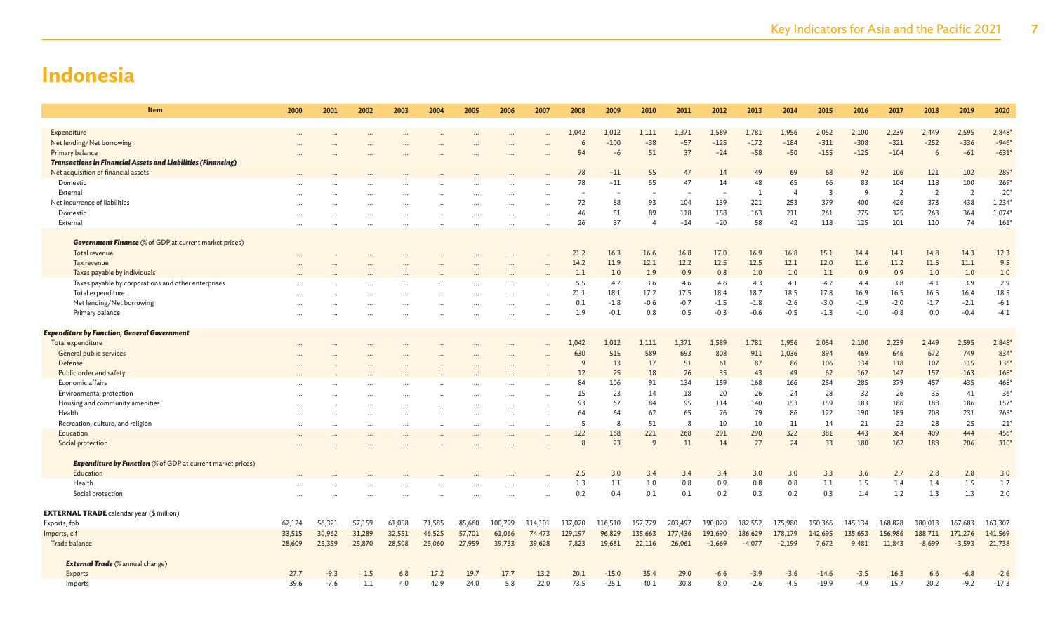# Indonesia

| Item | 2000 | 2001 | 2002 | 2003 | 2004 | 2005 | 2006 | 2007 | 2008 | 2009 | 2010 | 2011 | 2012 | 2013 | 2014 | 2015 | 2016 | 2017 | 2018 | 2019 | 2020 |
|---|---|---|---|---|---|---|---|---|---|---|---|---|---|---|---|---|---|---|---|---|---|
| Expenditure | ... | ... | ... | ... | ... | ... | ... | ... | 1,042 | 1,012 | 1,111 | 1,371 | 1,589 | 1,781 | 1,956 | 2,052 | 2,100 | 2,239 | 2,449 | 2,595 | 2,848* |
| Net lending/Net borrowing | ... | ... | ... | ... | ... | ... | ... | ... | 6 | −100 | −38 | −57 | −125 | −172 | −184 | −311 | −308 | −321 | −252 | −336 | −946* |
| Primary balance | ... | ... | ... | ... | ... | ... | ... | ... | 94 | −6 | 51 | 37 | −24 | −58 | −50 | −155 | −125 | −104 | 6 | −61 | −631* |
| ***Transactions in Financial Assets and Liabilities (Financing)*** | | | | | | | | | | | | | | | | | | | | | |
| Net acquisition of financial assets | ... | ... | ... | ... | ... | ... | ... | ... | 78 | −11 | 55 | 47 | 14 | 49 | 69 | 68 | 92 | 106 | 121 | 102 | 289* |
| Domestic | ... | ... | ... | ... | ... | ... | ... | ... | 78 | −11 | 55 | 47 | 14 | 48 | 65 | 66 | 83 | 104 | 118 | 100 | 269* |
| External | ... | ... | ... | ... | ... | ... | ... | ... | – | – | – | – | – | 1 | 4 | 3 | 9 | 2 | 2 | 2 | 20* |
| Net incurrence of liabilities | ... | ... | ... | ... | ... | ... | ... | ... | 72 | 88 | 93 | 104 | 139 | 221 | 253 | 379 | 400 | 426 | 373 | 438 | 1,234* |
| Domestic | ... | ... | ... | ... | ... | ... | ... | ... | 46 | 51 | 89 | 118 | 158 | 163 | 211 | 261 | 275 | 325 | 263 | 364 | 1,074* |
| External | ... | ... | ... | ... | ... | ... | ... | ... | 26 | 37 | 4 | −14 | −20 | 58 | 42 | 118 | 125 | 101 | 110 | 74 | 161* |
| ***Government Finance*** (% of GDP at current market prices) | | | | | | | | | | | | | | | | | | | | | |
| Total revenue | ... | ... | ... | ... | ... | ... | ... | ... | 21.2 | 16.3 | 16.6 | 16.8 | 17.0 | 16.9 | 16.8 | 15.1 | 14.4 | 14.1 | 14.8 | 14.3 | 12.3 |
| Tax revenue | ... | ... | ... | ... | ... | ... | ... | ... | 14.2 | 11.9 | 12.1 | 12.2 | 12.5 | 12.5 | 12.1 | 12.0 | 11.6 | 11.2 | 11.5 | 11.1 | 9.5 |
| Taxes payable by individuals | ... | ... | ... | ... | ... | ... | ... | ... | 1.1 | 1.0 | 1.9 | 0.9 | 0.8 | 1.0 | 1.0 | 1.1 | 0.9 | 0.9 | 1.0 | 1.0 | 1.0 |
| Taxes payable by corporations and other enterprises | ... | ... | ... | ... | ... | ... | ... | ... | 5.5 | 4.7 | 3.6 | 4.6 | 4.6 | 4.3 | 4.1 | 4.2 | 4.4 | 3.8 | 4.1 | 3.9 | 2.9 |
| Total expenditure | ... | ... | ... | ... | ... | ... | ... | ... | 21.1 | 18.1 | 17.2 | 17.5 | 18.4 | 18.7 | 18.5 | 17.8 | 16.9 | 16.5 | 16.5 | 16.4 | 18.5 |
| Net lending/Net borrowing | ... | ... | ... | ... | ... | ... | ... | ... | 0.1 | −1.8 | −0.6 | −0.7 | −1.5 | −1.8 | −2.6 | −3.0 | −1.9 | −2.0 | −1.7 | −2.1 | −6.1 |
| Primary balance | ... | ... | ... | ... | ... | ... | ... | ... | 1.9 | −0.1 | 0.8 | 0.5 | −0.3 | −0.6 | −0.5 | −1.3 | −1.0 | −0.8 | 0.0 | −0.4 | −4.1 |
| ***Expenditure by Function, General Government*** | | | | | | | | | | | | | | | | | | | | | |
| Total expenditure | ... | ... | ... | ... | ... | ... | ... | ... | 1,042 | 1,012 | 1,111 | 1,371 | 1,589 | 1,781 | 1,956 | 2,054 | 2,100 | 2,239 | 2,449 | 2,595 | 2,848* |
| General public services | ... | ... | ... | ... | ... | ... | ... | ... | 630 | 515 | 589 | 693 | 808 | 911 | 1,036 | 894 | 469 | 646 | 672 | 749 | 834* |
| Defense | ... | ... | ... | ... | ... | ... | ... | ... | 9 | 13 | 17 | 51 | 61 | 87 | 86 | 106 | 134 | 118 | 107 | 115 | 136* |
| Public order and safety | ... | ... | ... | ... | ... | ... | ... | ... | 12 | 25 | 18 | 26 | 35 | 43 | 49 | 62 | 162 | 147 | 157 | 163 | 168* |
| Economic affairs | ... | ... | ... | ... | ... | ... | ... | ... | 84 | 106 | 91 | 134 | 159 | 168 | 166 | 254 | 285 | 379 | 457 | 435 | 468* |
| Environmental protection | ... | ... | ... | ... | ... | ... | ... | ... | 15 | 23 | 14 | 18 | 20 | 26 | 24 | 28 | 32 | 26 | 35 | 41 | 36* |
| Housing and community amenities | ... | ... | ... | ... | ... | ... | ... | ... | 93 | 67 | 84 | 95 | 114 | 140 | 153 | 159 | 183 | 186 | 188 | 186 | 157* |
| Health | ... | ... | ... | ... | ... | ... | ... | ... | 64 | 64 | 62 | 65 | 76 | 79 | 86 | 122 | 190 | 189 | 208 | 231 | 263* |
| Recreation, culture, and religion | ... | ... | ... | ... | ... | ... | ... | ... | 5 | 8 | 51 | 8 | 10 | 10 | 11 | 14 | 21 | 22 | 28 | 25 | 21* |
| Education | ... | ... | ... | ... | ... | ... | ... | ... | 122 | 168 | 221 | 268 | 291 | 290 | 322 | 381 | 443 | 364 | 409 | 444 | 456* |
| Social protection | ... | ... | ... | ... | ... | ... | ... | ... | 8 | 23 | 9 | 11 | 14 | 27 | 24 | 33 | 180 | 162 | 188 | 206 | 310* |
| ***Expenditure by Function*** (% of GDP at current market prices) | | | | | | | | | | | | | | | | | | | | | |
| Education | ... | ... | ... | ... | ... | ... | ... | ... | 2.5 | 3.0 | 3.4 | 3.4 | 3.4 | 3.0 | 3.0 | 3.3 | 3.6 | 2.7 | 2.8 | 2.8 | 3.0 |
| Health | ... | ... | ... | ... | ... | ... | ... | ... | 1.3 | 1.1 | 1.0 | 0.8 | 0.9 | 0.8 | 0.8 | 1.1 | 1.5 | 1.4 | 1.4 | 1.5 | 1.7 |
| Social protection | ... | ... | ... | ... | ... | ... | ... | ... | 0.2 | 0.4 | 0.1 | 0.1 | 0.2 | 0.3 | 0.2 | 0.3 | 1.4 | 1.2 | 1.3 | 1.3 | 2.0 |
| **EXTERNAL TRADE** calendar year ($ million) | | | | | | | | | | | | | | | | | | | | | |
| Exports, fob | 62,124 | 56,321 | 57,159 | 61,058 | 71,585 | 85,660 | 100,799 | 114,101 | 137,020 | 116,510 | 157,779 | 203,497 | 190,020 | 182,552 | 175,980 | 150,366 | 145,134 | 168,828 | 180,013 | 167,683 | 163,307 |
| Imports, cif | 33,515 | 30,962 | 31,289 | 32,551 | 46,525 | 57,701 | 61,066 | 74,473 | 129,197 | 96,829 | 135,663 | 177,436 | 191,690 | 186,629 | 178,179 | 142,695 | 135,653 | 156,986 | 188,711 | 171,276 | 141,569 |
| Trade balance | 28,609 | 25,359 | 25,870 | 28,508 | 25,060 | 27,959 | 39,733 | 39,628 | 7,823 | 19,681 | 22,116 | 26,061 | −1,669 | −4,077 | −2,199 | 7,672 | 9,481 | 11,843 | −8,699 | −3,593 | 21,738 |
| ***External Trade*** (% annual change) | | | | | | | | | | | | | | | | | | | | | |
| Exports | 27.7 | −9.3 | 1.5 | 6.8 | 17.2 | 19.7 | 17.7 | 13.2 | 20.1 | −15.0 | 35.4 | 29.0 | −6.6 | −3.9 | −3.6 | −14.6 | −3.5 | 16.3 | 6.6 | −6.8 | −2.6 |
| Imports | 39.6 | −7.6 | 1.1 | 4.0 | 42.9 | 24.0 | 5.8 | 22.0 | 73.5 | −25.1 | 40.1 | 30.8 | 8.0 | −2.6 | −4.5 | −19.9 | −4.9 | 15.7 | 20.2 | −9.2 | −17.3 |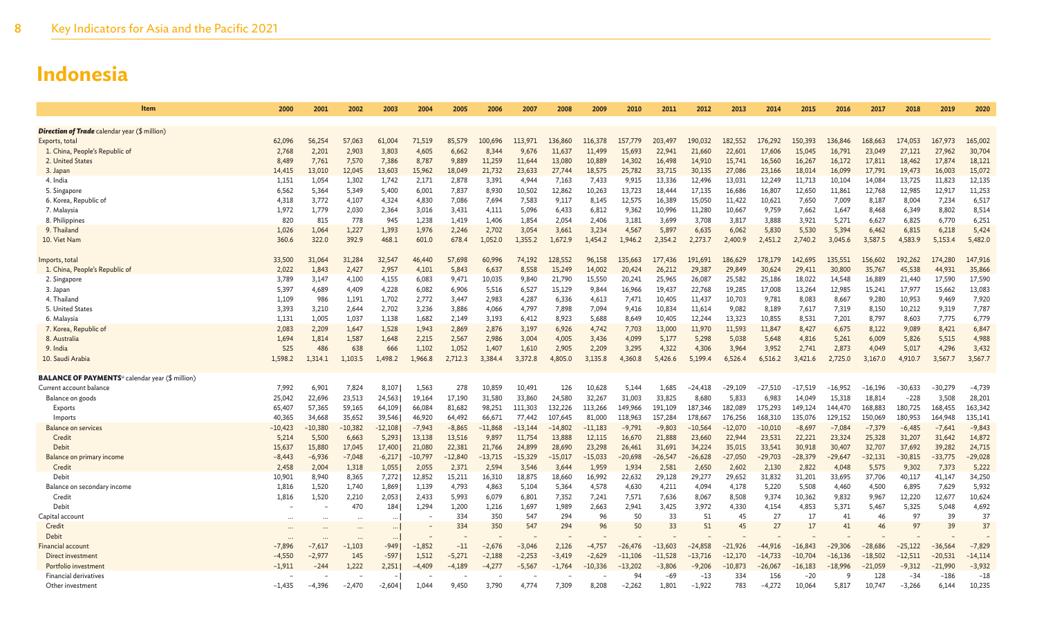# Indonesia

| Item | 2000 | 2001 | 2002 | 2003 | 2004 | 2005 | 2006 | 2007 | 2008 | 2009 | 2010 | 2011 | 2012 | 2013 | 2014 | 2015 | 2016 | 2017 | 2018 | 2019 | 2020 |
|---|---|---|---|---|---|---|---|---|---|---|---|---|---|---|---|---|---|---|---|---|---|
| ***Direction of Trade** calendar year ($ million)* | | | | | | | | | | | | | | | | | | | | | |
| Exports, total | 62,096 | 56,254 | 57,063 | 61,004 | 71,519 | 85,579 | 100,696 | 113,971 | 136,860 | 116,378 | 157,779 | 203,497 | 190,032 | 182,552 | 176,292 | 150,393 | 136,846 | 168,663 | 174,053 | 167,973 | 165,002 |
| 1. China, People's Republic of | 2,768 | 2,201 | 2,903 | 3,803 | 4,605 | 6,662 | 8,344 | 9,676 | 11,637 | 11,499 | 15,693 | 22,941 | 21,660 | 22,601 | 17,606 | 15,045 | 16,791 | 23,049 | 27,121 | 27,962 | 30,704 |
| 2. United States | 8,489 | 7,761 | 7,570 | 7,386 | 8,787 | 9,889 | 11,259 | 11,644 | 13,080 | 10,889 | 14,302 | 16,498 | 14,910 | 15,741 | 16,560 | 16,267 | 16,172 | 17,811 | 18,462 | 17,874 | 18,121 |
| 3. Japan | 14,415 | 13,010 | 12,045 | 13,603 | 15,962 | 18,049 | 21,732 | 23,633 | 27,744 | 18,575 | 25,782 | 33,715 | 30,135 | 27,086 | 23,166 | 18,014 | 16,099 | 17,791 | 19,473 | 16,003 | 15,072 |
| 4. India | 1,151 | 1,054 | 1,302 | 1,742 | 2,171 | 2,878 | 3,391 | 4,944 | 7,163 | 7,433 | 9,915 | 13,336 | 12,496 | 13,031 | 12,249 | 11,713 | 10,104 | 14,084 | 13,725 | 11,823 | 12,135 |
| 5. Singapore | 6,562 | 5,364 | 5,349 | 5,400 | 6,001 | 7,837 | 8,930 | 10,502 | 12,862 | 10,263 | 13,723 | 18,444 | 17,135 | 16,686 | 16,807 | 12,650 | 11,861 | 12,768 | 12,985 | 12,917 | 11,253 |
| 6. Korea, Republic of | 4,318 | 3,772 | 4,107 | 4,324 | 4,830 | 7,086 | 7,694 | 7,583 | 9,117 | 8,145 | 12,575 | 16,389 | 15,050 | 11,422 | 10,621 | 7,650 | 7,009 | 8,187 | 8,004 | 7,234 | 6,517 |
| 7. Malaysia | 1,972 | 1,779 | 2,030 | 2,364 | 3,016 | 3,431 | 4,111 | 5,096 | 6,433 | 6,812 | 9,362 | 10,996 | 11,280 | 10,667 | 9,759 | 7,662 | 1,647 | 8,468 | 6,349 | 8,802 | 8,514 |
| 8. Philippines | 820 | 815 | 778 | 945 | 1,238 | 1,419 | 1,406 | 1,854 | 2,054 | 2,406 | 3,181 | 3,699 | 3,708 | 3,817 | 3,888 | 3,921 | 5,271 | 6,627 | 6,825 | 6,770 | 6,251 |
| 9. Thailand | 1,026 | 1,064 | 1,227 | 1,393 | 1,976 | 2,246 | 2,702 | 3,054 | 3,661 | 3,234 | 4,567 | 5,897 | 6,635 | 6,062 | 5,830 | 5,530 | 5,394 | 6,462 | 6,815 | 6,218 | 5,424 |
| 10. Viet Nam | 360.6 | 322.0 | 392.9 | 468.1 | 601.0 | 678.4 | 1,052.0 | 1,355.2 | 1,672.9 | 1,454.2 | 1,946.2 | 2,354.2 | 2,273.7 | 2,400.9 | 2,451.2 | 2,740.2 | 3,045.6 | 3,587.5 | 4,583.9 | 5,153.4 | 5,482.0 |
| Imports, total | 33,500 | 31,064 | 31,284 | 32,547 | 46,440 | 57,698 | 60,996 | 74,192 | 128,552 | 96,158 | 135,663 | 177,436 | 191,691 | 186,629 | 178,179 | 142,695 | 135,551 | 156,602 | 192,262 | 174,280 | 147,916 |
| 1. China, People's Republic of | 2,022 | 1,843 | 2,427 | 2,957 | 4,101 | 5,843 | 6,637 | 8,558 | 15,249 | 14,002 | 20,424 | 26,212 | 29,387 | 29,849 | 30,624 | 29,411 | 30,800 | 35,767 | 45,538 | 44,931 | 35,866 |
| 2. Singapore | 3,789 | 3,147 | 4,100 | 4,155 | 6,083 | 9,471 | 10,035 | 9,840 | 21,790 | 15,550 | 20,241 | 25,965 | 26,087 | 25,582 | 25,186 | 18,022 | 14,548 | 16,889 | 21,440 | 17,590 | 17,590 |
| 3. Japan | 5,397 | 4,689 | 4,409 | 4,228 | 6,082 | 6,906 | 5,516 | 6,527 | 15,129 | 9,844 | 16,966 | 19,437 | 22,768 | 19,285 | 17,008 | 13,264 | 12,985 | 15,241 | 17,977 | 15,662 | 13,083 |
| 4. Thailand | 1,109 | 986 | 1,191 | 1,702 | 2,772 | 3,447 | 2,983 | 4,287 | 6,336 | 4,613 | 7,471 | 10,405 | 11,437 | 10,703 | 9,781 | 8,083 | 8,667 | 9,280 | 10,953 | 9,469 | 7,920 |
| 5. United States | 3,393 | 3,210 | 2,644 | 2,702 | 3,236 | 3,886 | 4,066 | 4,797 | 7,898 | 7,094 | 9,416 | 10,834 | 11,614 | 9,082 | 8,189 | 7,617 | 7,319 | 8,150 | 10,212 | 9,319 | 7,787 |
| 6. Malaysia | 1,131 | 1,005 | 1,037 | 1,138 | 1,682 | 2,149 | 3,193 | 6,412 | 8,923 | 5,688 | 8,649 | 10,405 | 12,244 | 13,323 | 10,855 | 8,531 | 7,201 | 8,797 | 8,603 | 7,775 | 6,779 |
| 7. Korea, Republic of | 2,083 | 2,209 | 1,647 | 1,528 | 1,943 | 2,869 | 2,876 | 3,197 | 6,926 | 4,742 | 7,703 | 13,000 | 11,970 | 11,593 | 11,847 | 8,427 | 6,675 | 8,122 | 9,089 | 8,421 | 6,847 |
| 8. Australia | 1,694 | 1,814 | 1,587 | 1,648 | 2,215 | 2,567 | 2,986 | 3,004 | 4,005 | 3,436 | 4,099 | 5,177 | 5,298 | 5,038 | 5,648 | 4,816 | 5,261 | 6,009 | 5,826 | 5,515 | 4,988 |
| 9. India | 525 | 486 | 638 | 666 | 1,102 | 1,052 | 1,407 | 1,610 | 2,905 | 2,209 | 3,295 | 4,322 | 4,306 | 3,964 | 3,952 | 2,741 | 2,873 | 4,049 | 5,017 | 4,296 | 3,432 |
| 10. Saudi Arabia | 1,598.2 | 1,314.1 | 1,103.5 | 1,498.2 | 1,966.8 | 2,712.3 | 3,384.4 | 3,372.8 | 4,805.0 | 3,135.8 | 4,360.8 | 5,426.6 | 5,199.4 | 6,526.4 | 6,516.2 | 3,421.6 | 2,725.0 | 3,167.0 | 4,910.7 | 3,567.7 | 3,567.7 |
| **BALANCE OF PAYMENTS**[u] calendar year ($ million) | | | | | | | | | | | | | | | | | | | | | |
| Current account balance | 7,992 | 6,901 | 7,824 | 8,107 | 1,563 | 278 | 10,859 | 10,491 | 126 | 10,628 | 5,144 | 1,685 | −24,418 | −29,109 | −27,510 | −17,519 | −16,952 | −16,196 | −30,633 | −30,279 | −4,739 |
| Balance on goods | 25,042 | 22,696 | 23,513 | 24,563 | 19,164 | 17,190 | 31,580 | 33,860 | 24,580 | 32,267 | 31,003 | 33,825 | 8,680 | 5,833 | 6,983 | 14,049 | 15,318 | 18,814 | −228 | 3,508 | 28,201 |
| Exports | 65,407 | 57,365 | 59,165 | 64,109 | 66,084 | 81,682 | 98,251 | 111,303 | 132,226 | 113,266 | 149,966 | 191,109 | 187,346 | 182,089 | 175,293 | 149,124 | 144,470 | 168,883 | 180,725 | 168,455 | 163,342 |
| Imports | 40,365 | 34,668 | 35,652 | 39,546 | 46,920 | 64,492 | 66,671 | 77,442 | 107,645 | 81,000 | 118,963 | 157,284 | 178,667 | 176,256 | 168,310 | 135,076 | 129,152 | 150,069 | 180,953 | 164,948 | 135,141 |
| Balance on services | −10,423 | −10,380 | −10,382 | −12,108 | −7,943 | −8,865 | −11,868 | −13,144 | −14,802 | −11,183 | −9,791 | −9,803 | −10,564 | −12,070 | −10,010 | −8,697 | −7,084 | −7,379 | −6,485 | −7,641 | −9,843 |
| Credit | 5,214 | 5,500 | 6,663 | 5,293 | 13,138 | 13,516 | 9,897 | 11,754 | 13,888 | 12,115 | 16,670 | 21,888 | 23,660 | 22,944 | 23,531 | 22,221 | 23,324 | 25,328 | 31,207 | 31,642 | 14,872 |
| Debit | 15,637 | 15,880 | 17,045 | 17,400 | 21,080 | 22,381 | 21,766 | 24,899 | 28,690 | 23,298 | 26,461 | 31,691 | 34,224 | 35,015 | 33,541 | 30,918 | 30,407 | 32,707 | 37,692 | 39,282 | 24,715 |
| Balance on primary income | −8,443 | −6,936 | −7,048 | −6,217 | −10,797 | −12,840 | −13,715 | −15,329 | −15,017 | −15,033 | −20,698 | −26,547 | −26,628 | −27,050 | −29,703 | −28,379 | −29,647 | −32,131 | −30,815 | −33,775 | −29,028 |
| Credit | 2,458 | 2,004 | 1,318 | 1,055 | 2,055 | 2,371 | 2,594 | 3,546 | 3,644 | 1,959 | 1,934 | 2,581 | 2,650 | 2,602 | 2,130 | 2,822 | 4,048 | 5,575 | 9,302 | 7,373 | 5,222 |
| Debit | 10,901 | 8,940 | 8,365 | 7,272 | 12,852 | 15,211 | 16,310 | 18,875 | 18,660 | 16,992 | 22,632 | 29,128 | 29,277 | 29,652 | 31,832 | 31,201 | 33,695 | 37,706 | 40,117 | 41,147 | 34,250 |
| Balance on secondary income | 1,816 | 1,520 | 1,740 | 1,869 | 1,139 | 4,793 | 4,863 | 5,104 | 5,364 | 4,578 | 4,630 | 4,211 | 4,094 | 4,178 | 5,220 | 5,508 | 4,460 | 4,500 | 6,895 | 7,629 | 5,932 |
| Credit | 1,816 | 1,520 | 2,210 | 2,053 | 2,433 | 5,993 | 6,079 | 6,801 | 7,352 | 7,241 | 7,571 | 7,636 | 8,067 | 8,508 | 9,374 | 10,362 | 9,832 | 9,967 | 12,220 | 12,677 | 10,624 |
| Debit | – | – | 470 | 184 | 1,294 | 1,200 | 1,216 | 1,697 | 1,989 | 2,663 | 2,941 | 3,425 | 3,972 | 4,330 | 4,154 | 4,853 | 5,371 | 5,467 | 5,325 | 5,048 | 4,692 |
| Capital account | ... | ... | ... | ... | – | 334 | 350 | 547 | 294 | 96 | 50 | 33 | 51 | 45 | 27 | 17 | 41 | 46 | 97 | 39 | 37 |
| Credit | ... | ... | ... | ... | – | 334 | 350 | 547 | 294 | 96 | 50 | 33 | 51 | 45 | 27 | 17 | 41 | 46 | 97 | 39 | 37 |
| Debit | ... | ... | ... | ... | – | – | – | – | – | – | – | – | – | – | – | – | – | – | – | – | – |
| Financial account | −7,896 | −7,617 | −1,103 | −949 | −1,852 | −11 | −2,676 | −3,046 | 2,126 | −4,757 | −26,476 | −13,603 | −24,858 | −21,926 | −44,916 | −16,843 | −29,306 | −28,686 | −25,122 | −36,564 | −7,829 |
| Direct investment | −4,550 | −2,977 | 145 | −597 | 1,512 | −5,271 | −2,188 | −2,253 | −3,419 | −2,629 | −11,106 | −11,528 | −13,716 | −12,170 | −14,733 | −10,704 | −16,136 | −18,502 | −12,511 | −20,531 | −14,114 |
| Portfolio investment | −1,911 | −244 | 1,222 | 2,251 | −4,409 | −4,189 | −4,277 | −5,567 | −1,764 | −10,336 | −13,202 | −3,806 | −9,206 | −10,873 | −26,067 | −16,183 | −18,996 | −21,059 | −9,312 | −21,990 | −3,932 |
| Financial derivatives | – | – | – | – | – | – | – | – | – | – | 94 | −69 | −13 | 334 | 156 | −20 | 9 | 128 | −34 | −186 | −18 |
| Other investment | −1,435 | −4,396 | −2,470 | −2,604 | 1,044 | 9,450 | 3,790 | 4,774 | 7,309 | 8,208 | −2,262 | 1,801 | −1,922 | 783 | −4,272 | 10,064 | 5,817 | 10,747 | −3,266 | 6,144 | 10,235 |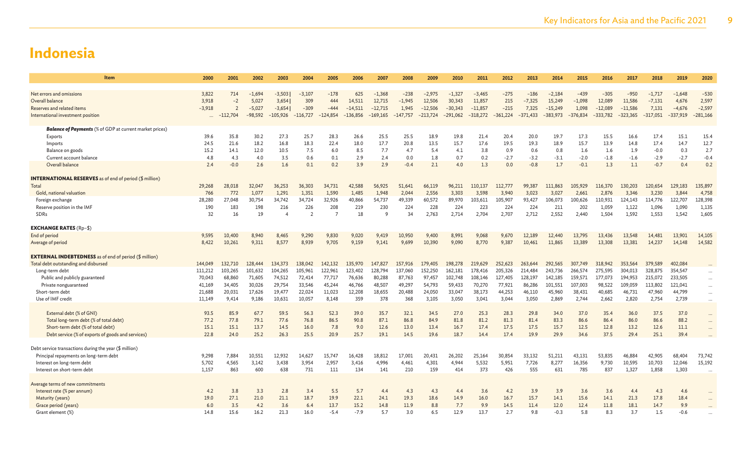# Indonesia

| Item | 2000 | 2001 | 2002 | 2003 | 2004 | 2005 | 2006 | 2007 | 2008 | 2009 | 2010 | 2011 | 2012 | 2013 | 2014 | 2015 | 2016 | 2017 | 2018 | 2019 | 2020 |
|---|---|---|---|---|---|---|---|---|---|---|---|---|---|---|---|---|---|---|---|---|---|
| Net errors and omissions | 3,822 | 714 | −1,694 | −3,503 | −3,107 | −178 | 625 | −1,368 | −238 | −2,975 | −1,327 | −3,465 | −275 | −186 | −2,184 | −439 | −305 | −950 | −1,717 | −1,648 | −530 |
| Overall balance | 3,918 | −2 | 5,027 | 3,654 | 309 | 444 | 14,511 | 12,715 | −1,945 | 12,506 | 30,343 | 11,857 | 215 | −7,325 | 15,249 | −1,098 | 12,089 | 11,586 | −7,131 | 4,676 | 2,597 |
| Reserves and related items | −3,918 | 2 | −5,027 | −3,654 | −309 | −444 | −14,511 | −12,715 | 1,945 | −12,506 | −30,343 | −11,857 | −215 | 7,325 | −15,249 | 1,098 | −12,089 | −11,586 | 7,131 | −4,676 | −2,597 |
| International investment position | ... | −112,704 | −98,592 | −105,926 | −116,727 | −124,854 | −136,856 | −169,165 | −147,757 | −213,724 | −291,062 | −318,272 | −361,224 | −371,433 | −383,973 | −376,834 | −333,782 | −323,365 | −317,051 | −337,919 | −281,166 |
| ***Balance of Payments*** (% of GDP at current market prices) | | | | | | | | | | | | | | | | | | | | | |
| Exports | 39.6 | 35.8 | 30.2 | 27.3 | 25.7 | 28.3 | 26.6 | 25.5 | 25.5 | 18.9 | 19.8 | 21.4 | 20.4 | 20.0 | 19.7 | 17.3 | 15.5 | 16.6 | 17.4 | 15.1 | 15.4 |
| Imports | 24.5 | 21.6 | 18.2 | 16.8 | 18.3 | 22.4 | 18.0 | 17.7 | 20.8 | 13.5 | 15.7 | 17.6 | 19.5 | 19.3 | 18.9 | 15.7 | 13.9 | 14.8 | 17.4 | 14.7 | 12.7 |
| Balance on goods | 15.2 | 14.1 | 12.0 | 10.5 | 7.5 | 6.0 | 8.5 | 7.7 | 4.7 | 5.4 | 4.1 | 3.8 | 0.9 | 0.6 | 0.8 | 1.6 | 1.6 | 1.9 | −0.0 | 0.3 | 2.7 |
| Current account balance | 4.8 | 4.3 | 4.0 | 3.5 | 0.6 | 0.1 | 2.9 | 2.4 | 0.0 | 1.8 | 0.7 | 0.2 | −2.7 | −3.2 | −3.1 | −2.0 | −1.8 | −1.6 | −2.9 | −2.7 | −0.4 |
| Overall balance | 2.4 | −0.0 | 2.6 | 1.6 | 0.1 | 0.2 | 3.9 | 2.9 | −0.4 | 2.1 | 4.0 | 1.3 | 0.0 | −0.8 | 1.7 | −0.1 | 1.3 | 1.1 | −0.7 | 0.4 | 0.2 |
| **INTERNATIONAL RESERVES** as of end of period ($ million) | | | | | | | | | | | | | | | | | | | | | |
| Total | 29,268 | 28,018 | 32,047 | 36,253 | 36,303 | 34,731 | 42,588 | 56,925 | 51,641 | 66,119 | 96,211 | 110,137 | 112,777 | 99,387 | 111,863 | 105,929 | 116,370 | 130,203 | 120,654 | 129,183 | 135,897 |
| Gold, national valuation | 766 | 772 | 1,077 | 1,291 | 1,351 | 1,590 | 1,485 | 1,948 | 2,044 | 2,556 | 3,303 | 3,598 | 3,940 | 3,023 | 3,027 | 2,661 | 2,876 | 3,346 | 3,230 | 3,844 | 4,758 |
| Foreign exchange | 28,280 | 27,048 | 30,754 | 34,742 | 34,724 | 32,926 | 40,866 | 54,737 | 49,339 | 60,572 | 89,970 | 103,611 | 105,907 | 93,427 | 106,073 | 100,626 | 110,931 | 124,143 | 114,776 | 122,707 | 128,398 |
| Reserve position in the IMF | 190 | 183 | 198 | 216 | 226 | 208 | 219 | 230 | 224 | 228 | 224 | 223 | 224 | 224 | 211 | 202 | 1,059 | 1,122 | 1,096 | 1,090 | 1,135 |
| SDRs | 32 | 16 | 19 | 4 | 2 | 7 | 18 | 9 | 34 | 2,763 | 2,714 | 2,704 | 2,707 | 2,712 | 2,552 | 2,440 | 1,504 | 1,592 | 1,553 | 1,542 | 1,605 |
| **EXCHANGE RATES** (Rp–$) | | | | | | | | | | | | | | | | | | | | | |
| End of period | 9,595 | 10,400 | 8,940 | 8,465 | 9,290 | 9,830 | 9,020 | 9,419 | 10,950 | 9,400 | 8,991 | 9,068 | 9,670 | 12,189 | 12,440 | 13,795 | 13,436 | 13,548 | 14,481 | 13,901 | 14,105 |
| Average of period | 8,422 | 10,261 | 9,311 | 8,577 | 8,939 | 9,705 | 9,159 | 9,141 | 9,699 | 10,390 | 9,090 | 8,770 | 9,387 | 10,461 | 11,865 | 13,389 | 13,308 | 13,381 | 14,237 | 14,148 | 14,582 |
| **EXTERNAL INDEBTEDNESS** as of end of period ($ million) | | | | | | | | | | | | | | | | | | | | | |
| Total debt outstanding and disbursed | 144,049 | 132,710 | 128,444 | 134,373 | 138,042 | 142,132 | 135,970 | 147,827 | 157,916 | 179,405 | 198,278 | 219,629 | 252,623 | 263,644 | 292,565 | 307,749 | 318,942 | 353,564 | 379,589 | 402,084 | ... |
| Long-term debt | 111,212 | 103,265 | 101,632 | 104,265 | 105,961 | 122,961 | 123,402 | 128,794 | 137,060 | 152,250 | 162,181 | 178,416 | 205,326 | 214,484 | 243,736 | 266,574 | 275,595 | 304,013 | 328,875 | 354,547 | ... |
| Public and publicly guaranteed | 70,043 | 68,860 | 71,605 | 74,512 | 72,414 | 77,717 | 76,636 | 80,288 | 87,763 | 97,457 | 102,748 | 108,146 | 127,405 | 128,197 | 142,185 | 159,571 | 177,073 | 194,953 | 215,072 | 233,505 | ... |
| Private nonguaranteed | 41,169 | 34,405 | 30,026 | 29,754 | 33,546 | 45,244 | 46,766 | 48,507 | 49,297 | 54,793 | 59,433 | 70,270 | 77,921 | 86,286 | 101,551 | 107,003 | 98,522 | 109,059 | 113,802 | 121,041 | ... |
| Short-term debt | 21,688 | 20,031 | 17,626 | 19,477 | 22,024 | 11,023 | 12,208 | 18,655 | 20,488 | 24,050 | 33,047 | 38,173 | 44,253 | 46,110 | 45,960 | 38,431 | 40,685 | 46,731 | 47,960 | 44,799 | ... |
| Use of IMF credit | 11,149 | 9,414 | 9,186 | 10,631 | 10,057 | 8,148 | 359 | 378 | 368 | 3,105 | 3,050 | 3,041 | 3,044 | 3,050 | 2,869 | 2,744 | 2,662 | 2,820 | 2,754 | 2,739 | ... |
| External debt (% of GNI) | 93.5 | 85.9 | 67.7 | 59.5 | 56.3 | 52.3 | 39.0 | 35.7 | 32.1 | 34.5 | 27.0 | 25.3 | 28.3 | 29.8 | 34.0 | 37.0 | 35.4 | 36.0 | 37.5 | 37.0 | ... |
| Total long-term debt (% of total debt) | 77.2 | 77.8 | 79.1 | 77.6 | 76.8 | 86.5 | 90.8 | 87.1 | 86.8 | 84.9 | 81.8 | 81.2 | 81.3 | 81.4 | 83.3 | 86.6 | 86.4 | 86.0 | 86.6 | 88.2 | ... |
| Short-term debt (% of total debt) | 15.1 | 15.1 | 13.7 | 14.5 | 16.0 | 7.8 | 9.0 | 12.6 | 13.0 | 13.4 | 16.7 | 17.4 | 17.5 | 17.5 | 15.7 | 12.5 | 12.8 | 13.2 | 12.6 | 11.1 | ... |
| Debt service (% of exports of goods and services) | 22.8 | 24.0 | 25.2 | 26.3 | 25.5 | 20.9 | 25.7 | 19.1 | 14.5 | 19.6 | 18.7 | 14.4 | 17.4 | 19.9 | 29.9 | 34.6 | 37.5 | 29.4 | 25.1 | 39.4 | ... |
| Debt service transactions during the year ($ million) | | | | | | | | | | | | | | | | | | | | | |
| Principal repayments on long-term debt | 9,298 | 7,884 | 10,551 | 12,932 | 14,627 | 15,747 | 16,428 | 18,812 | 17,001 | 20,431 | 26,202 | 25,164 | 30,854 | 33,132 | 51,211 | 43,131 | 53,835 | 46,884 | 42,905 | 68,404 | 73,742 |
| Interest on long-term debt | 5,702 | 4,565 | 3,142 | 3,438 | 3,954 | 2,957 | 3,416 | 4,996 | 4,461 | 4,301 | 4,944 | 5,532 | 5,951 | 7,726 | 8,277 | 16,356 | 9,730 | 10,595 | 10,703 | 12,046 | 15,192 |
| Interest on short-term debt | 1,157 | 863 | 600 | 638 | 731 | 111 | 134 | 141 | 210 | 159 | 414 | 373 | 426 | 555 | 631 | 785 | 837 | 1,327 | 1,858 | 1,303 | ... |
| Average terms of new commitments | | | | | | | | | | | | | | | | | | | | | |
| Interest rate (% per annum) | 4.2 | 3.8 | 3.3 | 2.8 | 3.4 | 5.5 | 5.7 | 4.4 | 4.3 | 4.3 | 4.4 | 3.6 | 4.2 | 3.9 | 3.9 | 3.6 | 3.6 | 4.4 | 4.3 | 4.6 | ... |
| Maturity (years) | 19.0 | 27.1 | 21.0 | 21.1 | 18.7 | 19.9 | 22.1 | 24.1 | 19.3 | 18.6 | 14.9 | 16.0 | 16.7 | 15.7 | 14.1 | 15.6 | 14.1 | 21.3 | 17.8 | 18.4 | ... |
| Grace period (years) | 6.0 | 3.5 | 4.2 | 3.6 | 6.4 | 13.7 | 15.2 | 14.8 | 11.9 | 8.8 | 7.7 | 9.9 | 14.5 | 11.4 | 12.0 | 12.4 | 11.8 | 18.1 | 14.7 | 9.9 | ... |
| Grant element (%) | 14.8 | 15.6 | 16.2 | 21.3 | 16.0 | −5.4 | −7.9 | 5.7 | 3.0 | 6.5 | 12.9 | 13.7 | 2.7 | 9.8 | −0.3 | 5.8 | 8.3 | 3.7 | 1.5 | −0.6 | ... |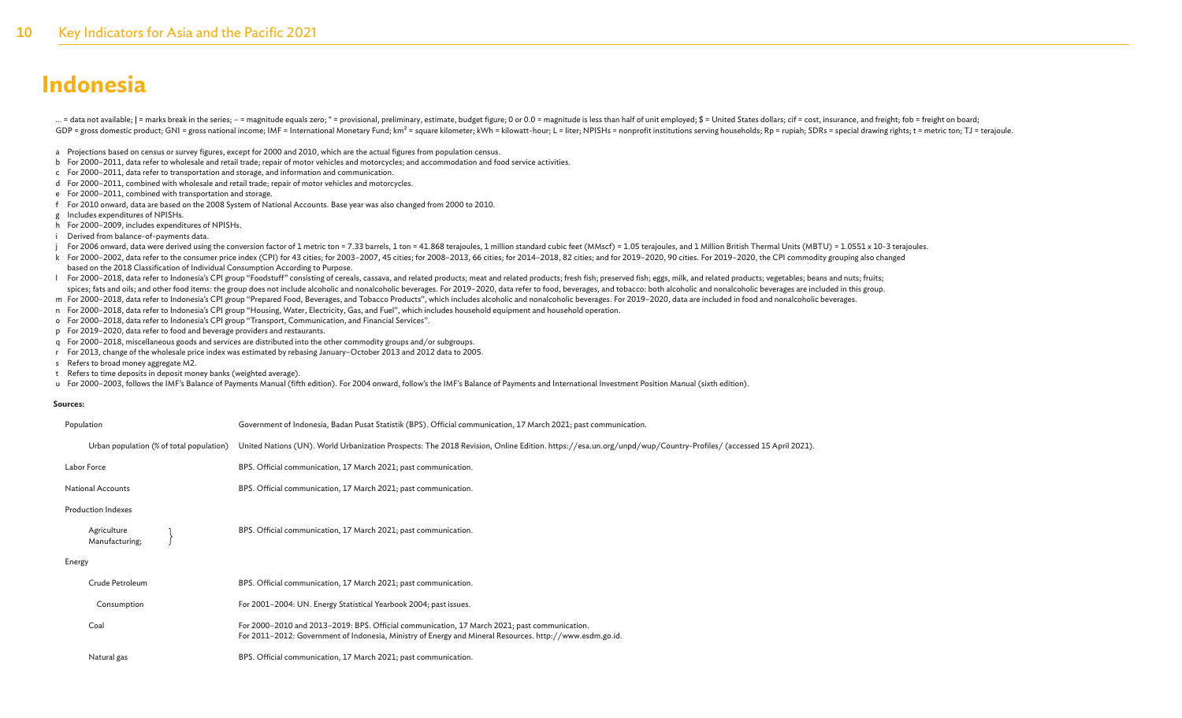# Indonesia

... = data not available; | = marks break in the series; – = magnitude equals zero; * = provisional, preliminary, estimate, budget figure; 0 or 0.0 = magnitude is less than half of unit employed; $ = United States dollars; cif = cost, insurance, and freight; fob = freight on board; GDP = gross domestic product; GNI = gross national income; IMF = International Monetary Fund; $km^2$ = square kilometer; kWh = kilowatt-hour; L = liter; NPISHs = nonprofit institutions serving households; Rp = rupiah; SDRs = special drawing rights; t = metric ton; TJ = terajoule.

a Projections based on census or survey figures, except for 2000 and 2010, which are the actual figures from population census.
b For 2000–2011, data refer to wholesale and retail trade; repair of motor vehicles and motorcycles; and accommodation and food service activities.
c For 2000–2011, data refer to transportation and storage, and information and communication.
d For 2000–2011, combined with wholesale and retail trade; repair of motor vehicles and motorcycles.
e For 2000–2011, combined with transportation and storage.
f For 2010 onward, data are based on the 2008 System of National Accounts. Base year was also changed from 2000 to 2010.
g Includes expenditures of NPISHs.
h For 2000–2009, includes expenditures of NPISHs.
i Derived from balance-of-payments data.
j For 2006 onward, data were derived using the conversion factor of 1 metric ton = 7.33 barrels, 1 ton = 41.868 terajoules, 1 million standard cubic feet (MMscf) = 1.05 terajoules, and 1 Million British Thermal Units (MBTU) = 1.0551 x 10-3 terajoules.
k For 2000–2002, data refer to the consumer price index (CPI) for 43 cities; for 2003–2007, 45 cities; for 2008–2013, 66 cities; for 2014–2018, 82 cities; and for 2019–2020, 90 cities. For 2019–2020, the CPI commodity grouping also changed based on the 2018 Classification of Individual Consumption According to Purpose.
l For 2000–2018, data refer to Indonesia's CPI group "Foodstuff" consisting of cereals, cassava, and related products; meat and related products; fresh fish; preserved fish; eggs, milk, and related products; vegetables; beans and nuts; fruits; spices; fats and oils; and other food items: the group does not include alcoholic and nonalcoholic beverages. For 2019–2020, data refer to food, beverages, and tobacco: both alcoholic and nonalcoholic beverages are included in this group.
m For 2000–2018, data refer to Indonesia's CPI group "Prepared Food, Beverages, and Tobacco Products", which includes alcoholic and nonalcoholic beverages. For 2019–2020, data are included in food and nonalcoholic beverages.
n For 2000–2018, data refer to Indonesia's CPI group "Housing, Water, Electricity, Gas, and Fuel", which includes household equipment and household operation.
o For 2000–2018, data refer to Indonesia's CPI group "Transport, Communication, and Financial Services".
p For 2019–2020, data refer to food and beverage providers and restaurants.
q For 2000–2018, miscellaneous goods and services are distributed into the other commodity groups and/or subgroups.
r For 2013, change of the wholesale price index was estimated by rebasing January–October 2013 and 2012 data to 2005.
s Refers to broad money aggregate M2.
t Refers to time deposits in deposit money banks (weighted average).
u For 2000–2003, follows the IMF's Balance of Payments Manual (fifth edition). For 2004 onward, follow's the IMF's Balance of Payments and International Investment Position Manual (sixth edition).

**Sources:**

| | |
|---|---|
| Population | Government of Indonesia, Badan Pusat Statistik (BPS). Official communication, 17 March 2021; past communication. |
| Urban population (% of total population) | United Nations (UN). World Urbanization Prospects: The 2018 Revision, Online Edition. https://esa.un.org/unpd/wup/Country-Profiles/ (accessed 15 April 2021). |
| Labor Force | BPS. Official communication, 17 March 2021; past communication. |
| National Accounts | BPS. Official communication, 17 March 2021; past communication. |
| Production Indexes | |
| Agriculture; Manufacturing; | BPS. Official communication, 17 March 2021; past communication. |
| Energy | |
| Crude Petroleum | BPS. Official communication, 17 March 2021; past communication. |
| Consumption | For 2001–2004: UN. Energy Statistical Yearbook 2004; past issues. |
| Coal | For 2000–2010 and 2013–2019: BPS. Official communication, 17 March 2021; past communication.<br>For 2011–2012: Government of Indonesia, Ministry of Energy and Mineral Resources. http://www.esdm.go.id. |
| Natural gas | BPS. Official communication, 17 March 2021; past communication. |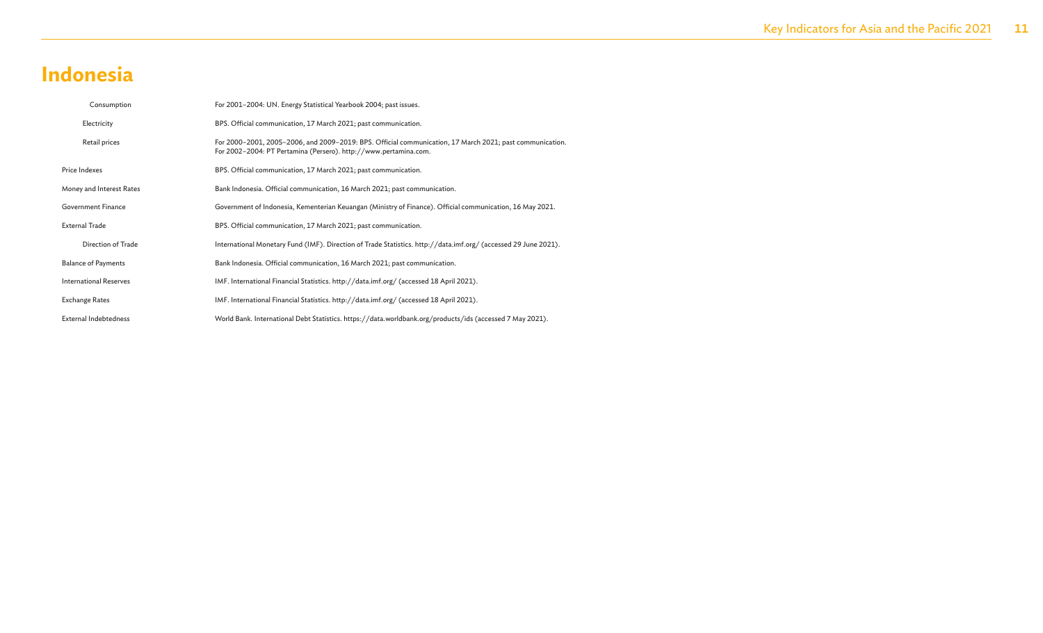# Indonesia

| | |
|---|---|
| Consumption | For 2001–2004: UN. Energy Statistical Yearbook 2004; past issues. |
| Electricity | BPS. Official communication, 17 March 2021; past communication. |
| Retail prices | For 2000–2001, 2005–2006, and 2009–2019: BPS. Official communication, 17 March 2021; past communication. For 2002–2004: PT Pertamina (Persero). http://www.pertamina.com. |
| Price Indexes | BPS. Official communication, 17 March 2021; past communication. |
| Money and Interest Rates | Bank Indonesia. Official communication, 16 March 2021; past communication. |
| Government Finance | Government of Indonesia, Kementerian Keuangan (Ministry of Finance). Official communication, 16 May 2021. |
| External Trade | BPS. Official communication, 17 March 2021; past communication. |
| Direction of Trade | International Monetary Fund (IMF). Direction of Trade Statistics. http://data.imf.org/ (accessed 29 June 2021). |
| Balance of Payments | Bank Indonesia. Official communication, 16 March 2021; past communication. |
| International Reserves | IMF. International Financial Statistics. http://data.imf.org/ (accessed 18 April 2021). |
| Exchange Rates | IMF. International Financial Statistics. http://data.imf.org/ (accessed 18 April 2021). |
| External Indebtedness | World Bank. International Debt Statistics. https://data.worldbank.org/products/ids (accessed 7 May 2021). |